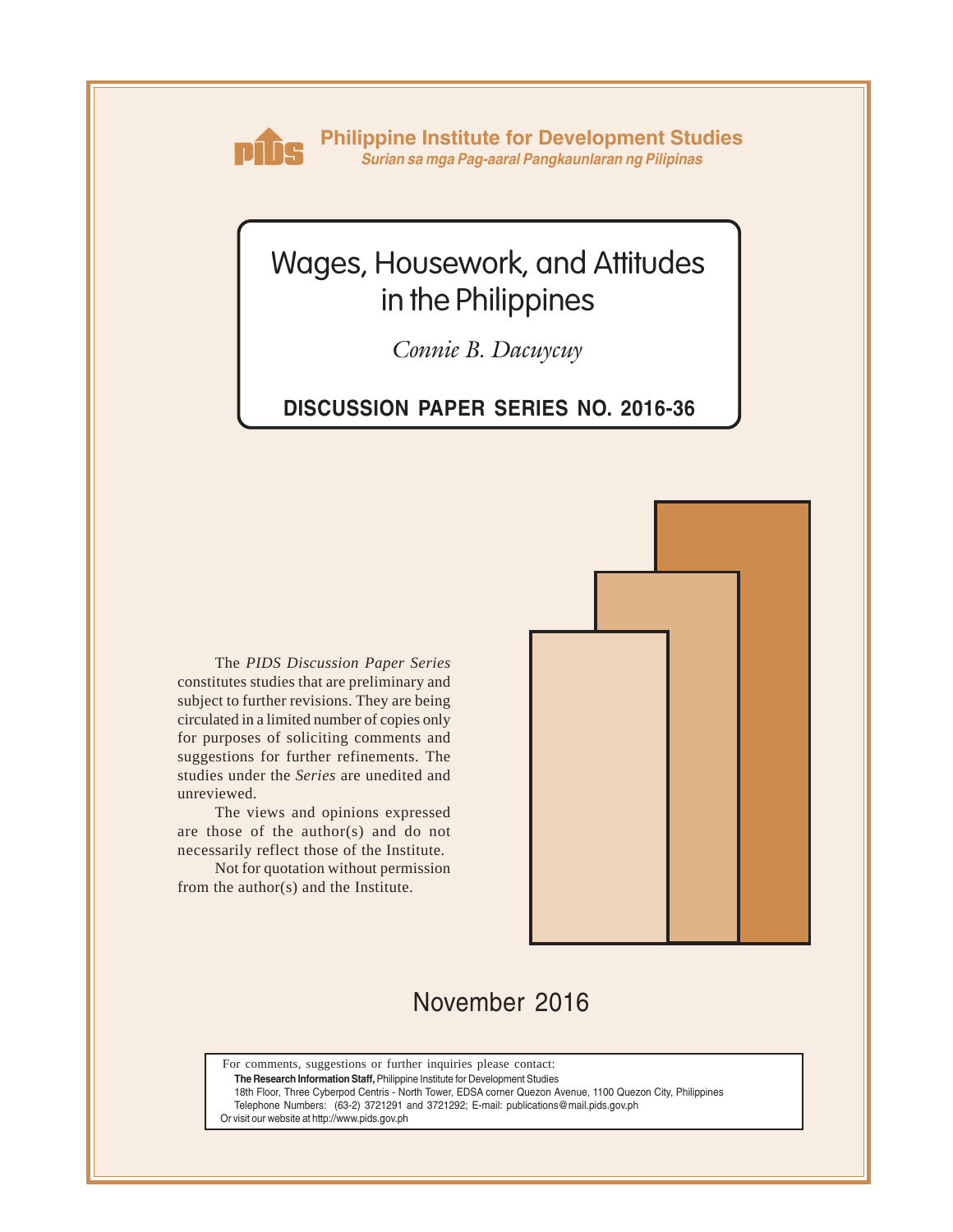**Philippine Institute for Development Studies**
*Surian sa mga Pag-aaral Pangkaunlaran ng Pilipinas*

# Wages, Housework, and Attitudes in the Philippines

*Connie B. Dacuycuy*

**DISCUSSION PAPER SERIES NO. 2016-36**

The *PIDS Discussion Paper Series* constitutes studies that are preliminary and subject to further revisions. They are being circulated in a limited number of copies only for purposes of soliciting comments and suggestions for further refinements. The studies under the *Series* are unedited and unreviewed.

The views and opinions expressed are those of the author(s) and do not necessarily reflect those of the Institute.

Not for quotation without permission from the author(s) and the Institute.

November 2016

For comments, suggestions or further inquiries please contact:
**The Research Information Staff,** Philippine Institute for Development Studies
18th Floor, Three Cyberpod Centris - North Tower, EDSA corner Quezon Avenue, 1100 Quezon City, Philippines
Telephone Numbers: (63-2) 3721291 and 3721292; E-mail: publications@mail.pids.gov.ph
Or visit our website at http://www.pids.gov.ph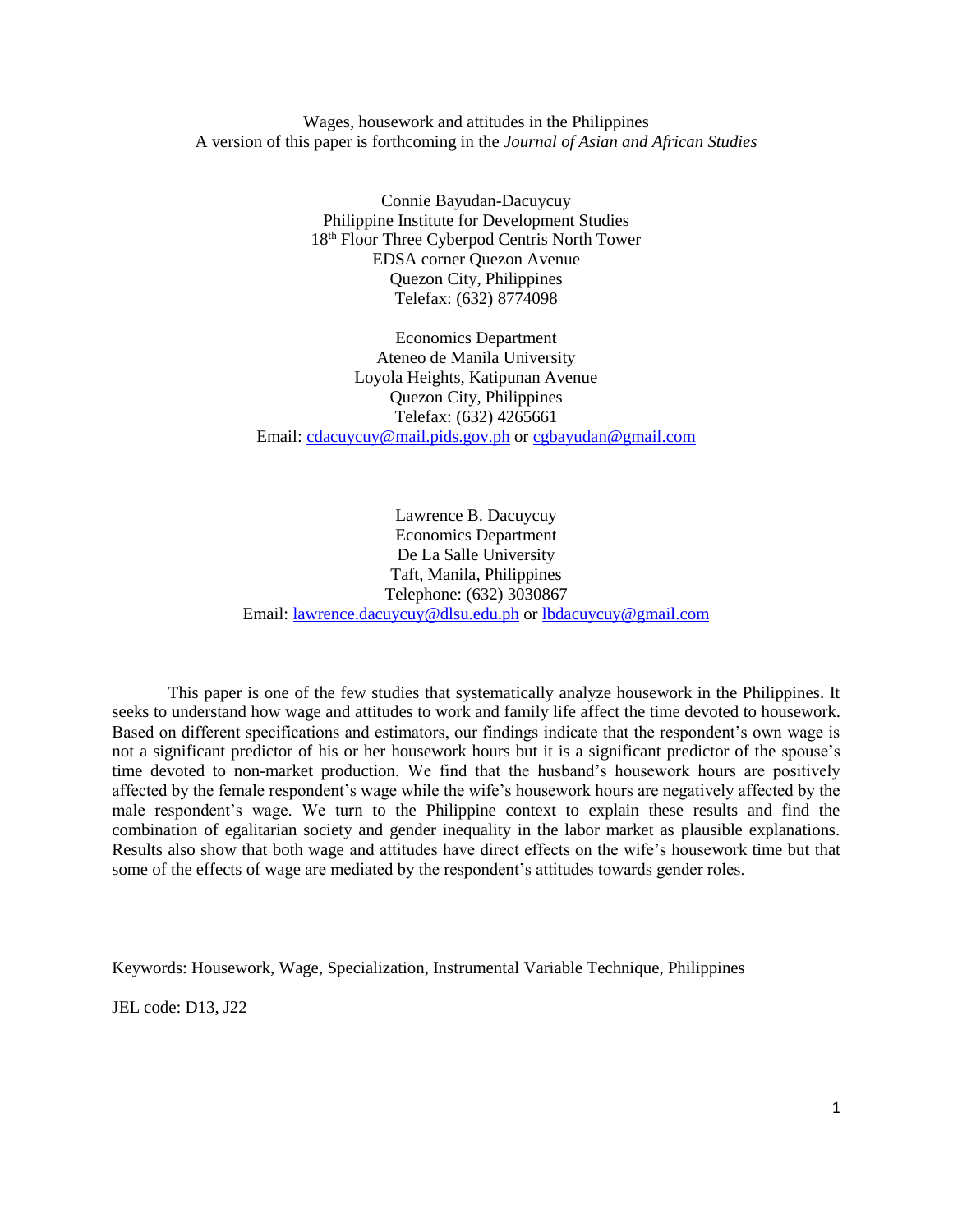Wages, housework and attitudes in the Philippines

A version of this paper is forthcoming in the *Journal of Asian and African Studies*

Connie Bayudan-Dacuycuy
Philippine Institute for Development Studies
18th Floor Three Cyberpod Centris North Tower
EDSA corner Quezon Avenue
Quezon City, Philippines
Telefax: (632) 8774098

Economics Department
Ateneo de Manila University
Loyola Heights, Katipunan Avenue
Quezon City, Philippines
Telefax: (632) 4265661
Email: cdacuycuy@mail.pids.gov.ph or cgbayudan@gmail.com

Lawrence B. Dacuycuy
Economics Department
De La Salle University
Taft, Manila, Philippines
Telephone: (632) 3030867
Email: lawrence.dacuycuy@dlsu.edu.ph or lbdacuycuy@gmail.com

This paper is one of the few studies that systematically analyze housework in the Philippines. It seeks to understand how wage and attitudes to work and family life affect the time devoted to housework. Based on different specifications and estimators, our findings indicate that the respondent's own wage is not a significant predictor of his or her housework hours but it is a significant predictor of the spouse's time devoted to non-market production. We find that the husband's housework hours are positively affected by the female respondent's wage while the wife's housework hours are negatively affected by the male respondent's wage. We turn to the Philippine context to explain these results and find the combination of egalitarian society and gender inequality in the labor market as plausible explanations. Results also show that both wage and attitudes have direct effects on the wife's housework time but that some of the effects of wage are mediated by the respondent's attitudes towards gender roles.

Keywords: Housework, Wage, Specialization, Instrumental Variable Technique, Philippines

JEL code: D13, J22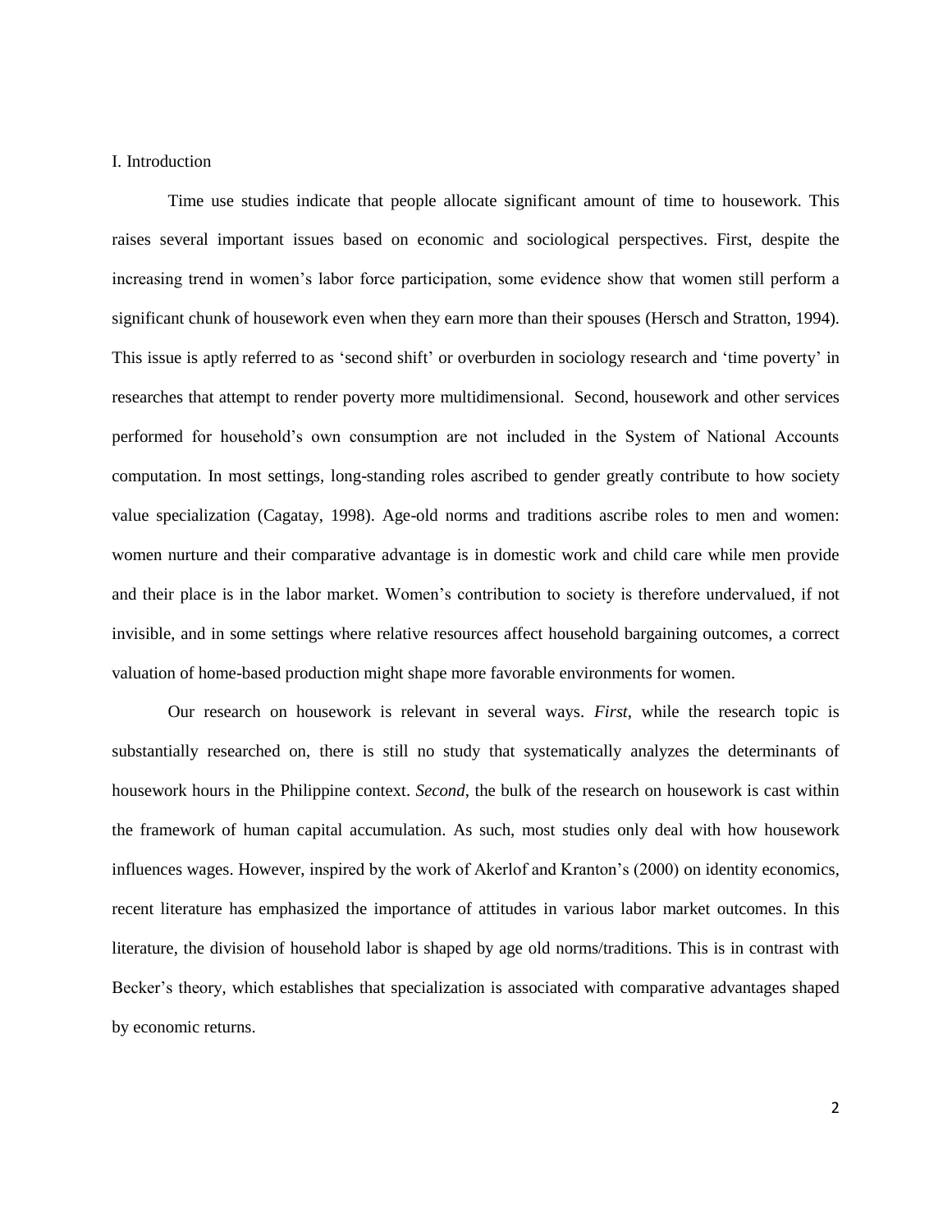## I. Introduction

Time use studies indicate that people allocate significant amount of time to housework. This raises several important issues based on economic and sociological perspectives. First, despite the increasing trend in women's labor force participation, some evidence show that women still perform a significant chunk of housework even when they earn more than their spouses (Hersch and Stratton, 1994). This issue is aptly referred to as 'second shift' or overburden in sociology research and 'time poverty' in researches that attempt to render poverty more multidimensional. Second, housework and other services performed for household's own consumption are not included in the System of National Accounts computation. In most settings, long-standing roles ascribed to gender greatly contribute to how society value specialization (Cagatay, 1998). Age-old norms and traditions ascribe roles to men and women: women nurture and their comparative advantage is in domestic work and child care while men provide and their place is in the labor market. Women's contribution to society is therefore undervalued, if not invisible, and in some settings where relative resources affect household bargaining outcomes, a correct valuation of home-based production might shape more favorable environments for women.

Our research on housework is relevant in several ways. *First*, while the research topic is substantially researched on, there is still no study that systematically analyzes the determinants of housework hours in the Philippine context. *Second*, the bulk of the research on housework is cast within the framework of human capital accumulation. As such, most studies only deal with how housework influences wages. However, inspired by the work of Akerlof and Kranton's (2000) on identity economics, recent literature has emphasized the importance of attitudes in various labor market outcomes. In this literature, the division of household labor is shaped by age old norms/traditions. This is in contrast with Becker's theory, which establishes that specialization is associated with comparative advantages shaped by economic returns.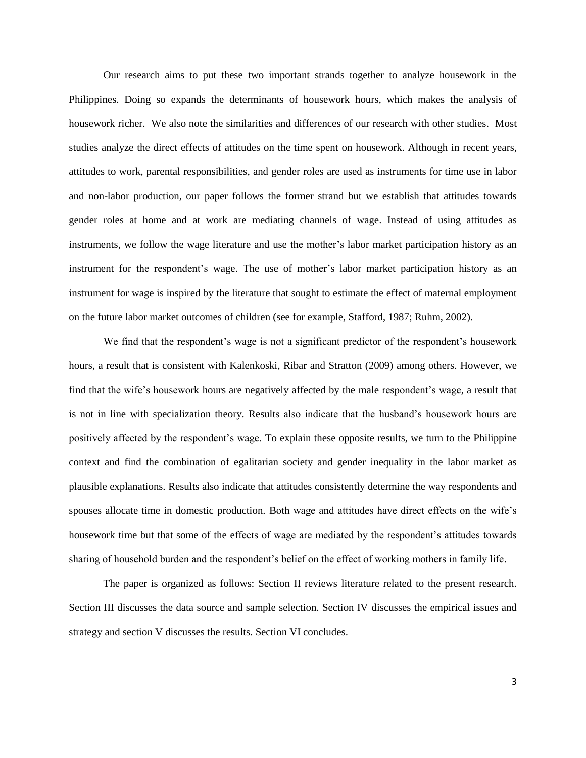Our research aims to put these two important strands together to analyze housework in the Philippines. Doing so expands the determinants of housework hours, which makes the analysis of housework richer. We also note the similarities and differences of our research with other studies. Most studies analyze the direct effects of attitudes on the time spent on housework. Although in recent years, attitudes to work, parental responsibilities, and gender roles are used as instruments for time use in labor and non-labor production, our paper follows the former strand but we establish that attitudes towards gender roles at home and at work are mediating channels of wage. Instead of using attitudes as instruments, we follow the wage literature and use the mother's labor market participation history as an instrument for the respondent's wage. The use of mother's labor market participation history as an instrument for wage is inspired by the literature that sought to estimate the effect of maternal employment on the future labor market outcomes of children (see for example, Stafford, 1987; Ruhm, 2002).

We find that the respondent's wage is not a significant predictor of the respondent's housework hours, a result that is consistent with Kalenkoski, Ribar and Stratton (2009) among others. However, we find that the wife's housework hours are negatively affected by the male respondent's wage, a result that is not in line with specialization theory. Results also indicate that the husband's housework hours are positively affected by the respondent's wage. To explain these opposite results, we turn to the Philippine context and find the combination of egalitarian society and gender inequality in the labor market as plausible explanations. Results also indicate that attitudes consistently determine the way respondents and spouses allocate time in domestic production. Both wage and attitudes have direct effects on the wife's housework time but that some of the effects of wage are mediated by the respondent's attitudes towards sharing of household burden and the respondent's belief on the effect of working mothers in family life.

The paper is organized as follows: Section II reviews literature related to the present research. Section III discusses the data source and sample selection. Section IV discusses the empirical issues and strategy and section V discusses the results. Section VI concludes.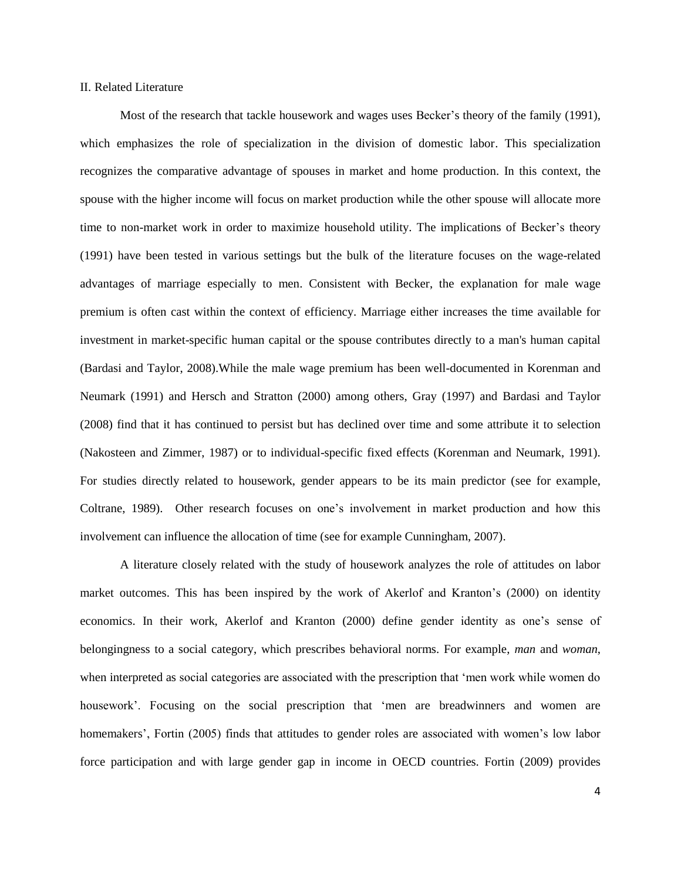## II. Related Literature

Most of the research that tackle housework and wages uses Becker's theory of the family (1991), which emphasizes the role of specialization in the division of domestic labor. This specialization recognizes the comparative advantage of spouses in market and home production. In this context, the spouse with the higher income will focus on market production while the other spouse will allocate more time to non-market work in order to maximize household utility. The implications of Becker's theory (1991) have been tested in various settings but the bulk of the literature focuses on the wage-related advantages of marriage especially to men. Consistent with Becker, the explanation for male wage premium is often cast within the context of efficiency. Marriage either increases the time available for investment in market-specific human capital or the spouse contributes directly to a man's human capital (Bardasi and Taylor, 2008).While the male wage premium has been well-documented in Korenman and Neumark (1991) and Hersch and Stratton (2000) among others, Gray (1997) and Bardasi and Taylor (2008) find that it has continued to persist but has declined over time and some attribute it to selection (Nakosteen and Zimmer, 1987) or to individual-specific fixed effects (Korenman and Neumark, 1991). For studies directly related to housework, gender appears to be its main predictor (see for example, Coltrane, 1989). Other research focuses on one's involvement in market production and how this involvement can influence the allocation of time (see for example Cunningham, 2007).

A literature closely related with the study of housework analyzes the role of attitudes on labor market outcomes. This has been inspired by the work of Akerlof and Kranton's (2000) on identity economics. In their work, Akerlof and Kranton (2000) define gender identity as one's sense of belongingness to a social category, which prescribes behavioral norms. For example, *man* and *woman*, when interpreted as social categories are associated with the prescription that 'men work while women do housework'. Focusing on the social prescription that 'men are breadwinners and women are homemakers', Fortin (2005) finds that attitudes to gender roles are associated with women's low labor force participation and with large gender gap in income in OECD countries. Fortin (2009) provides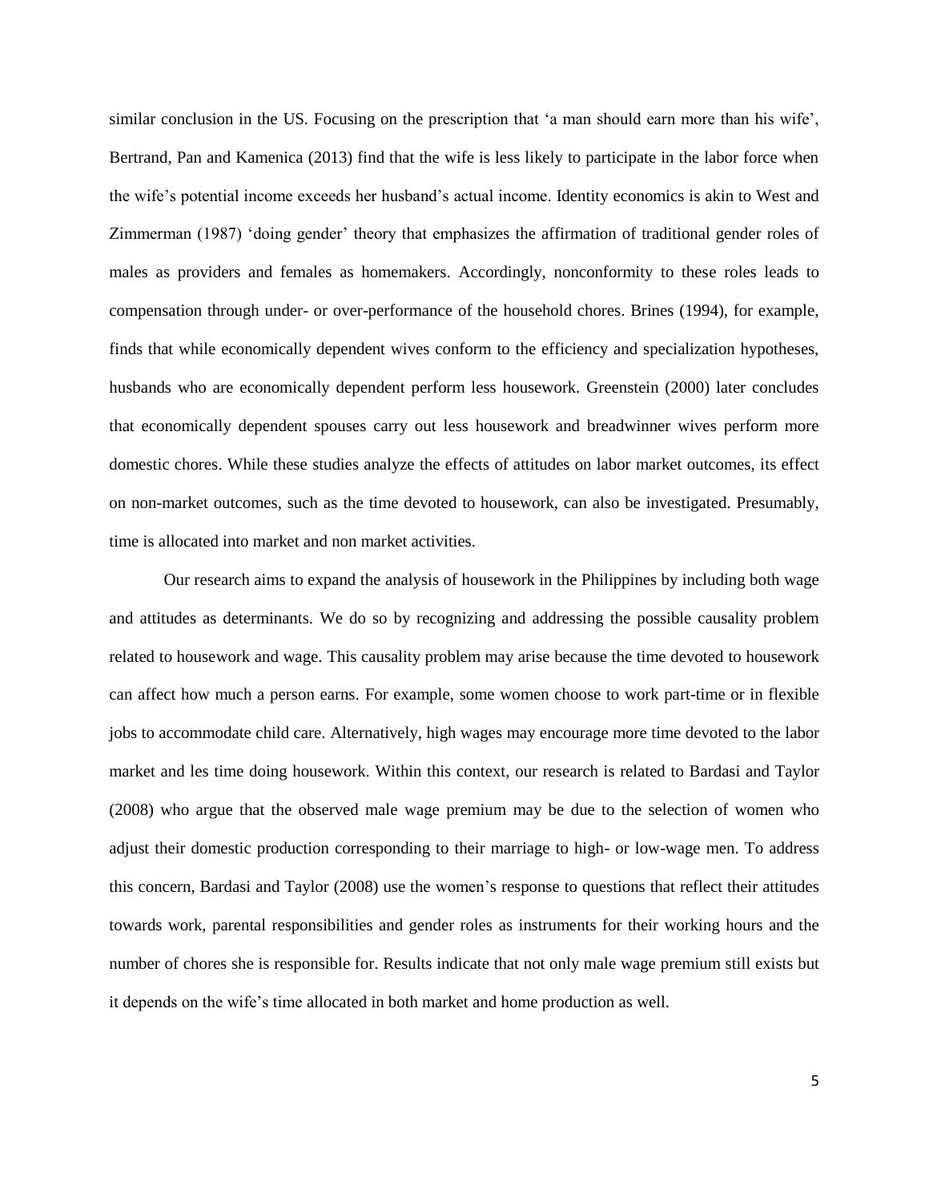similar conclusion in the US. Focusing on the prescription that 'a man should earn more than his wife', Bertrand, Pan and Kamenica (2013) find that the wife is less likely to participate in the labor force when the wife's potential income exceeds her husband's actual income. Identity economics is akin to West and Zimmerman (1987) 'doing gender' theory that emphasizes the affirmation of traditional gender roles of males as providers and females as homemakers. Accordingly, nonconformity to these roles leads to compensation through under- or over-performance of the household chores. Brines (1994), for example, finds that while economically dependent wives conform to the efficiency and specialization hypotheses, husbands who are economically dependent perform less housework. Greenstein (2000) later concludes that economically dependent spouses carry out less housework and breadwinner wives perform more domestic chores. While these studies analyze the effects of attitudes on labor market outcomes, its effect on non-market outcomes, such as the time devoted to housework, can also be investigated. Presumably, time is allocated into market and non market activities.

Our research aims to expand the analysis of housework in the Philippines by including both wage and attitudes as determinants. We do so by recognizing and addressing the possible causality problem related to housework and wage. This causality problem may arise because the time devoted to housework can affect how much a person earns. For example, some women choose to work part-time or in flexible jobs to accommodate child care. Alternatively, high wages may encourage more time devoted to the labor market and les time doing housework. Within this context, our research is related to Bardasi and Taylor (2008) who argue that the observed male wage premium may be due to the selection of women who adjust their domestic production corresponding to their marriage to high- or low-wage men. To address this concern, Bardasi and Taylor (2008) use the women's response to questions that reflect their attitudes towards work, parental responsibilities and gender roles as instruments for their working hours and the number of chores she is responsible for. Results indicate that not only male wage premium still exists but it depends on the wife's time allocated in both market and home production as well.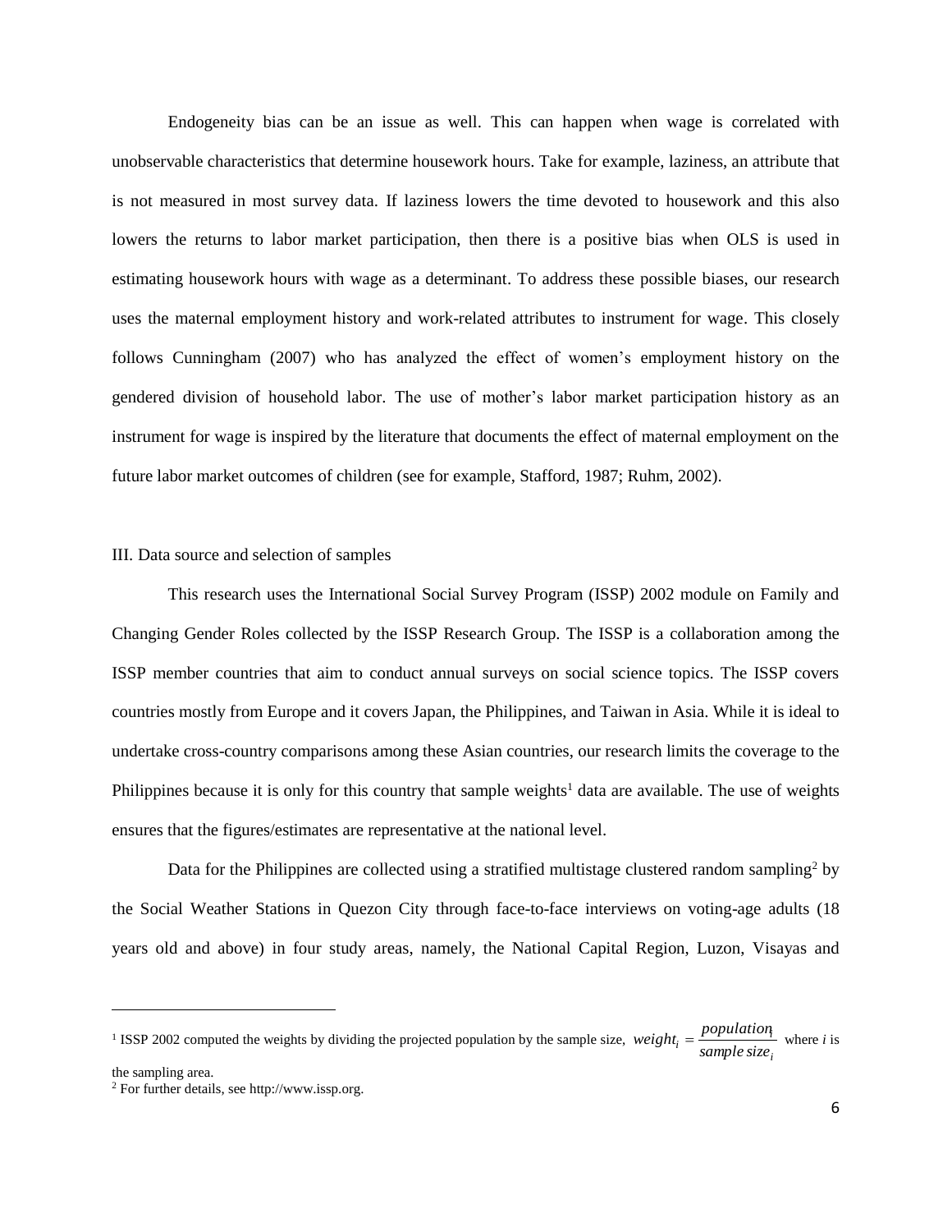Endogeneity bias can be an issue as well. This can happen when wage is correlated with unobservable characteristics that determine housework hours. Take for example, laziness, an attribute that is not measured in most survey data. If laziness lowers the time devoted to housework and this also lowers the returns to labor market participation, then there is a positive bias when OLS is used in estimating housework hours with wage as a determinant. To address these possible biases, our research uses the maternal employment history and work-related attributes to instrument for wage. This closely follows Cunningham (2007) who has analyzed the effect of women's employment history on the gendered division of household labor. The use of mother's labor market participation history as an instrument for wage is inspired by the literature that documents the effect of maternal employment on the future labor market outcomes of children (see for example, Stafford, 1987; Ruhm, 2002).

## III. Data source and selection of samples

This research uses the International Social Survey Program (ISSP) 2002 module on Family and Changing Gender Roles collected by the ISSP Research Group. The ISSP is a collaboration among the ISSP member countries that aim to conduct annual surveys on social science topics. The ISSP covers countries mostly from Europe and it covers Japan, the Philippines, and Taiwan in Asia. While it is ideal to undertake cross-country comparisons among these Asian countries, our research limits the coverage to the Philippines because it is only for this country that sample weights[1] data are available. The use of weights ensures that the figures/estimates are representative at the national level.

Data for the Philippines are collected using a stratified multistage clustered random sampling[2] by the Social Weather Stations in Quezon City through face-to-face interviews on voting-age adults (18 years old and above) in four study areas, namely, the National Capital Region, Luzon, Visayas and

---

[1] ISSP 2002 computed the weights by dividing the projected population by the sample size, $weight_i = \frac{population_i}{sample\,size_i}$ where $i$ is the sampling area.

[2] For further details, see http://www.issp.org.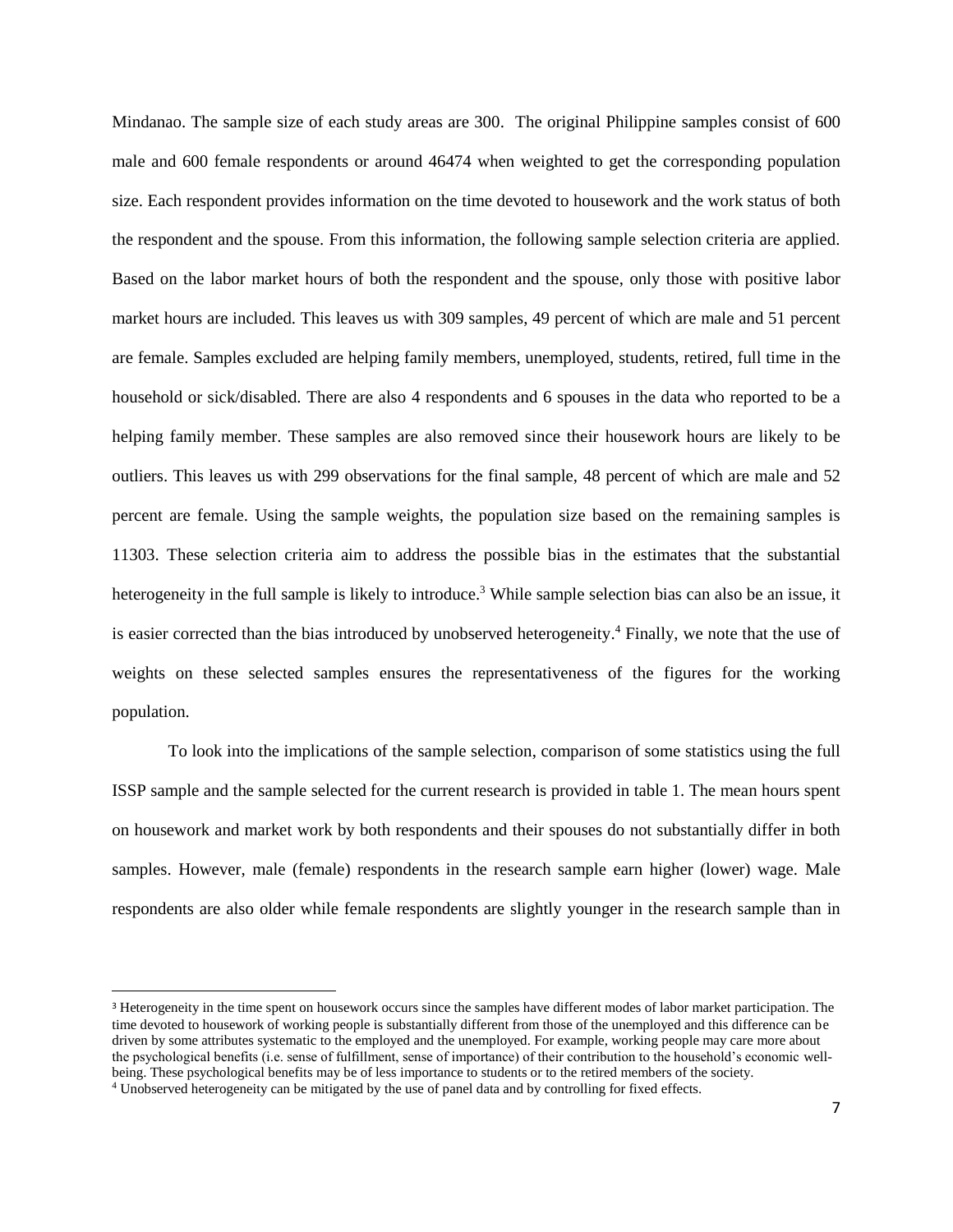Mindanao. The sample size of each study areas are 300. The original Philippine samples consist of 600 male and 600 female respondents or around 46474 when weighted to get the corresponding population size. Each respondent provides information on the time devoted to housework and the work status of both the respondent and the spouse. From this information, the following sample selection criteria are applied. Based on the labor market hours of both the respondent and the spouse, only those with positive labor market hours are included. This leaves us with 309 samples, 49 percent of which are male and 51 percent are female. Samples excluded are helping family members, unemployed, students, retired, full time in the household or sick/disabled. There are also 4 respondents and 6 spouses in the data who reported to be a helping family member. These samples are also removed since their housework hours are likely to be outliers. This leaves us with 299 observations for the final sample, 48 percent of which are male and 52 percent are female. Using the sample weights, the population size based on the remaining samples is 11303. These selection criteria aim to address the possible bias in the estimates that the substantial heterogeneity in the full sample is likely to introduce.[3] While sample selection bias can also be an issue, it is easier corrected than the bias introduced by unobserved heterogeneity.[4] Finally, we note that the use of weights on these selected samples ensures the representativeness of the figures for the working population.

To look into the implications of the sample selection, comparison of some statistics using the full ISSP sample and the sample selected for the current research is provided in table 1. The mean hours spent on housework and market work by both respondents and their spouses do not substantially differ in both samples. However, male (female) respondents in the research sample earn higher (lower) wage. Male respondents are also older while female respondents are slightly younger in the research sample than in

---

[3] Heterogeneity in the time spent on housework occurs since the samples have different modes of labor market participation. The time devoted to housework of working people is substantially different from those of the unemployed and this difference can be driven by some attributes systematic to the employed and the unemployed. For example, working people may care more about the psychological benefits (i.e. sense of fulfillment, sense of importance) of their contribution to the household's economic well-being. These psychological benefits may be of less importance to students or to the retired members of the society.

[4] Unobserved heterogeneity can be mitigated by the use of panel data and by controlling for fixed effects.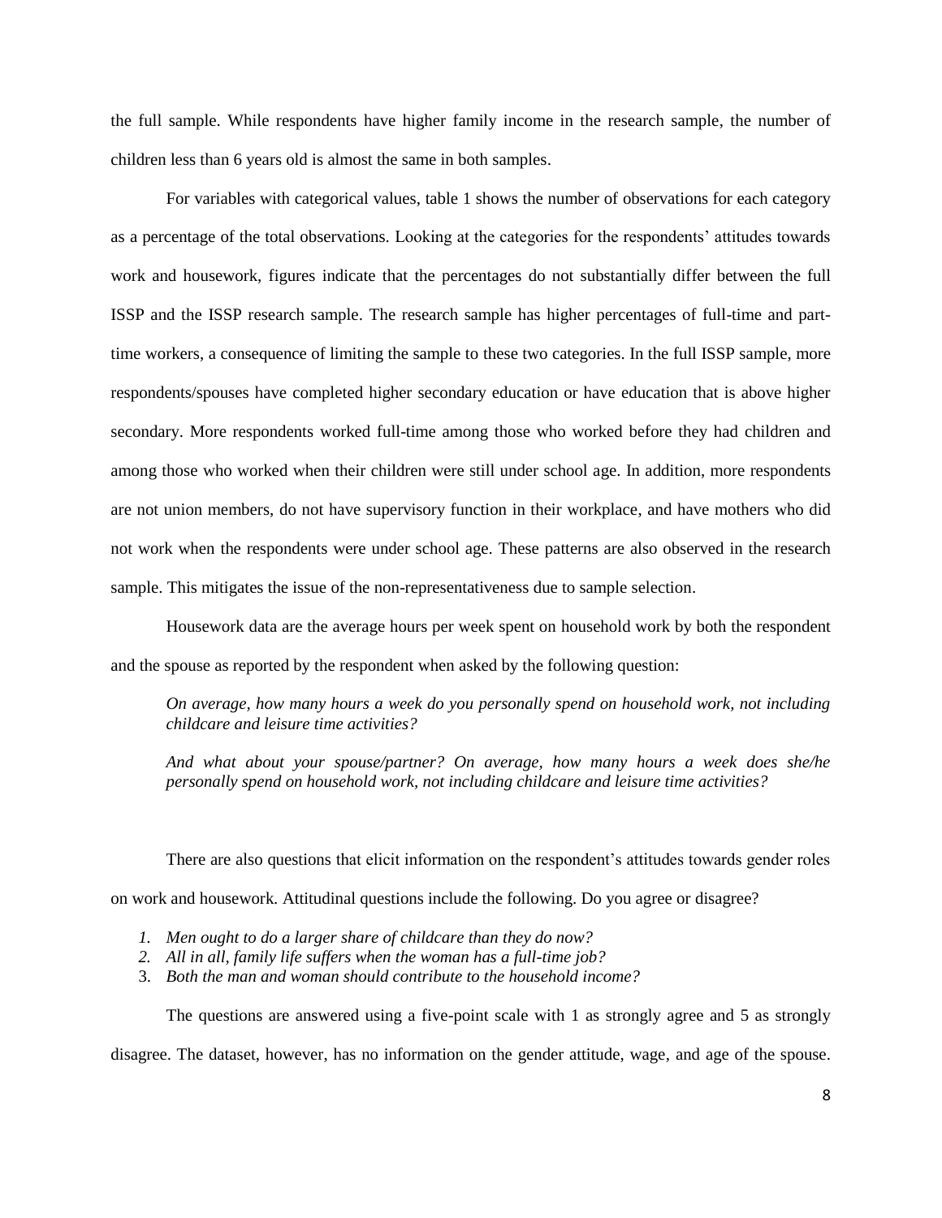the full sample. While respondents have higher family income in the research sample, the number of children less than 6 years old is almost the same in both samples.

For variables with categorical values, table 1 shows the number of observations for each category as a percentage of the total observations. Looking at the categories for the respondents' attitudes towards work and housework, figures indicate that the percentages do not substantially differ between the full ISSP and the ISSP research sample. The research sample has higher percentages of full-time and part-time workers, a consequence of limiting the sample to these two categories. In the full ISSP sample, more respondents/spouses have completed higher secondary education or have education that is above higher secondary. More respondents worked full-time among those who worked before they had children and among those who worked when their children were still under school age. In addition, more respondents are not union members, do not have supervisory function in their workplace, and have mothers who did not work when the respondents were under school age. These patterns are also observed in the research sample. This mitigates the issue of the non-representativeness due to sample selection.

Housework data are the average hours per week spent on household work by both the respondent and the spouse as reported by the respondent when asked by the following question:

> *On average, how many hours a week do you personally spend on household work, not including childcare and leisure time activities?*
>
> *And what about your spouse/partner? On average, how many hours a week does she/he personally spend on household work, not including childcare and leisure time activities?*

There are also questions that elicit information on the respondent's attitudes towards gender roles on work and housework. Attitudinal questions include the following. Do you agree or disagree?

1. *Men ought to do a larger share of childcare than they do now?*
2. *All in all, family life suffers when the woman has a full-time job?*
3. *Both the man and woman should contribute to the household income?*

The questions are answered using a five-point scale with 1 as strongly agree and 5 as strongly disagree. The dataset, however, has no information on the gender attitude, wage, and age of the spouse.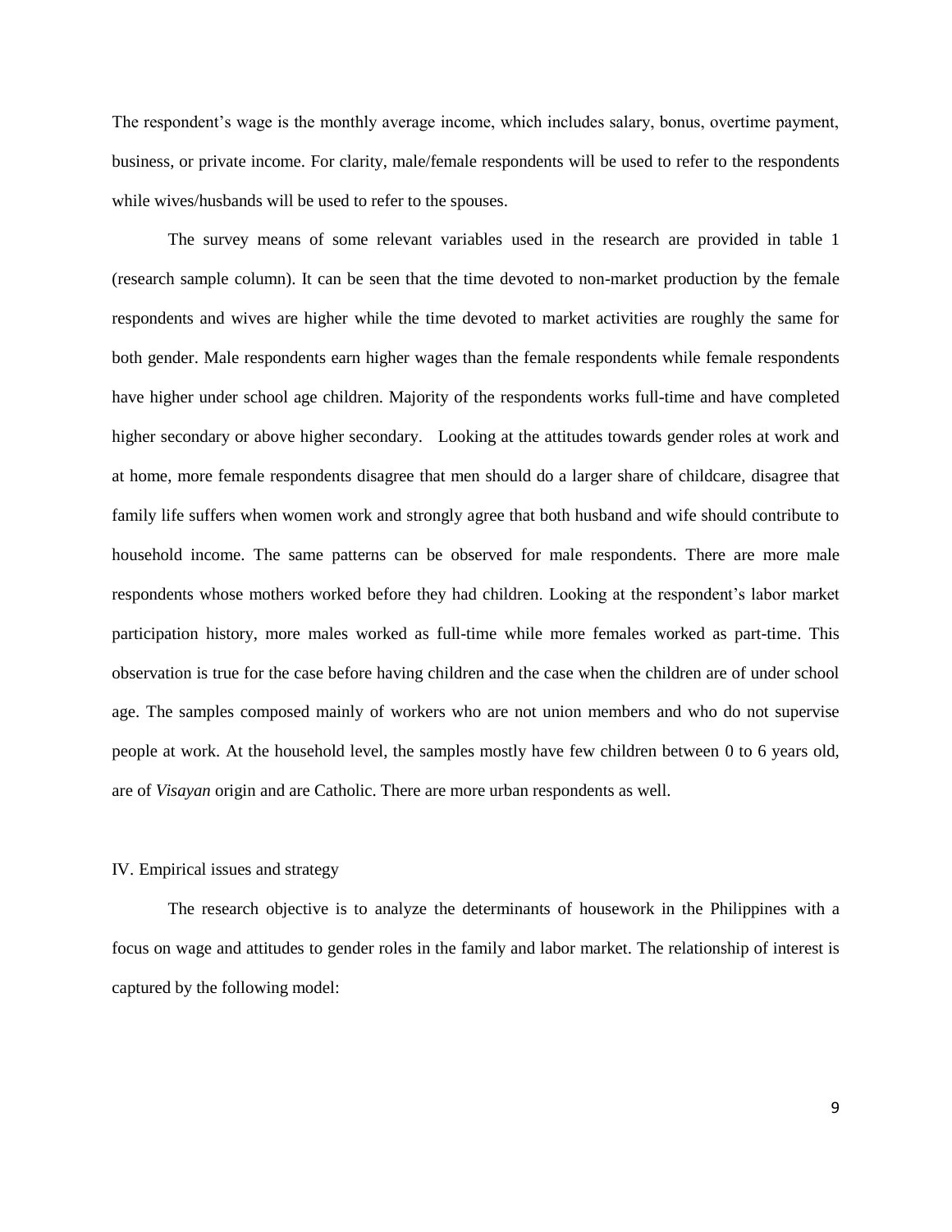The respondent's wage is the monthly average income, which includes salary, bonus, overtime payment, business, or private income. For clarity, male/female respondents will be used to refer to the respondents while wives/husbands will be used to refer to the spouses.

The survey means of some relevant variables used in the research are provided in table 1 (research sample column). It can be seen that the time devoted to non-market production by the female respondents and wives are higher while the time devoted to market activities are roughly the same for both gender. Male respondents earn higher wages than the female respondents while female respondents have higher under school age children. Majority of the respondents works full-time and have completed higher secondary or above higher secondary. Looking at the attitudes towards gender roles at work and at home, more female respondents disagree that men should do a larger share of childcare, disagree that family life suffers when women work and strongly agree that both husband and wife should contribute to household income. The same patterns can be observed for male respondents. There are more male respondents whose mothers worked before they had children. Looking at the respondent's labor market participation history, more males worked as full-time while more females worked as part-time. This observation is true for the case before having children and the case when the children are of under school age. The samples composed mainly of workers who are not union members and who do not supervise people at work. At the household level, the samples mostly have few children between 0 to 6 years old, are of *Visayan* origin and are Catholic. There are more urban respondents as well.

## IV. Empirical issues and strategy

The research objective is to analyze the determinants of housework in the Philippines with a focus on wage and attitudes to gender roles in the family and labor market. The relationship of interest is captured by the following model: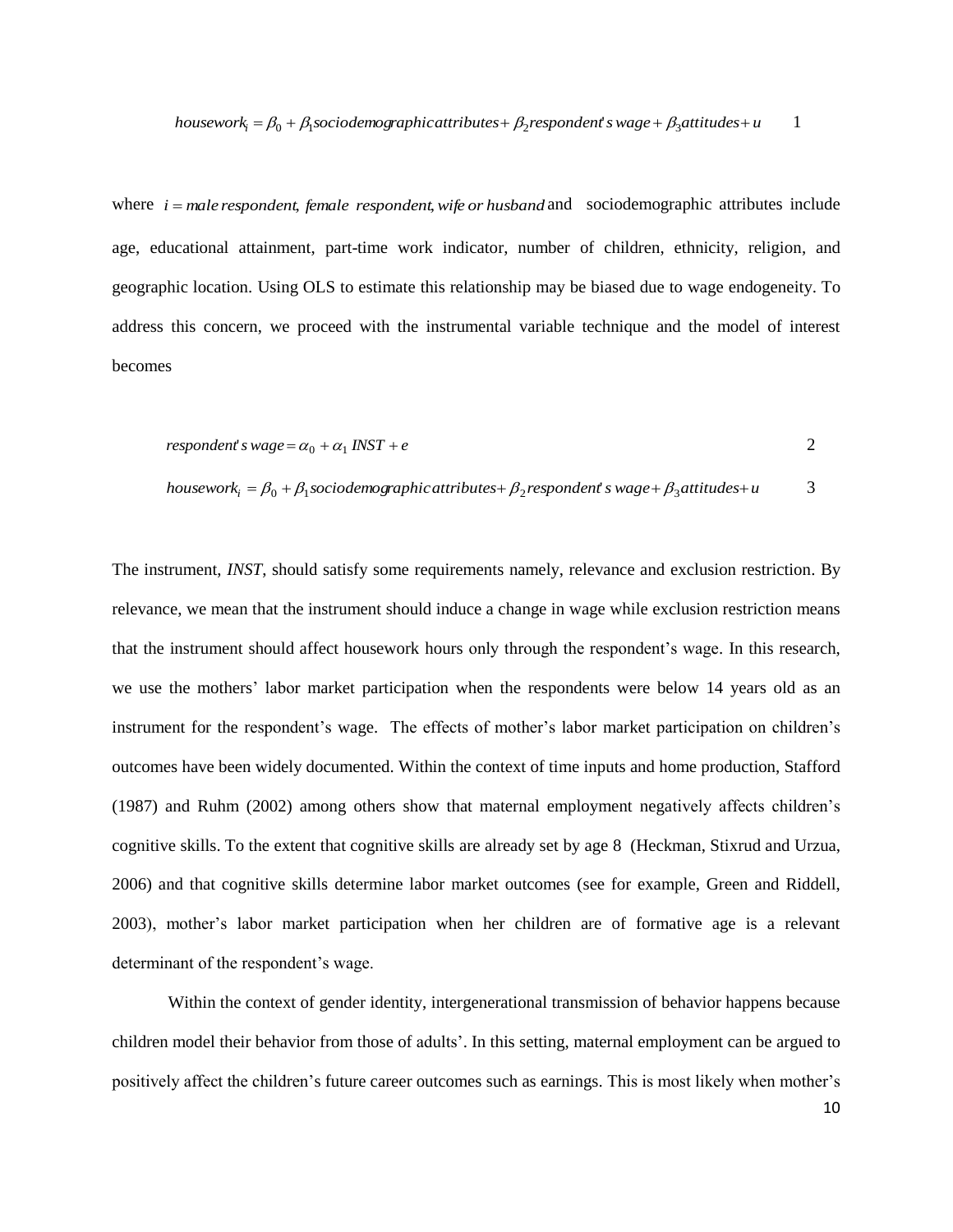$$housework_i = \beta_0 + \beta_1 sociodemographic\,attributes + \beta_2 respondent's\,wage + \beta_3 attitudes + u \qquad 1$$

where $i = male\,respondent,\ female\ \ respondent, wife\,or\,husband$ and sociodemographic attributes include age, educational attainment, part-time work indicator, number of children, ethnicity, religion, and geographic location. Using OLS to estimate this relationship may be biased due to wage endogeneity. To address this concern, we proceed with the instrumental variable technique and the model of interest becomes

$$respondent's\,wage = \alpha_0 + \alpha_1\,INST + e \qquad 2$$

$$housework_i = \beta_0 + \beta_1 sociodemographic\,attributes + \beta_2 respondent's\,wage + \beta_3 attitudes + u \qquad 3$$

The instrument, *INST*, should satisfy some requirements namely, relevance and exclusion restriction. By relevance, we mean that the instrument should induce a change in wage while exclusion restriction means that the instrument should affect housework hours only through the respondent's wage. In this research, we use the mothers' labor market participation when the respondents were below 14 years old as an instrument for the respondent's wage. The effects of mother's labor market participation on children's outcomes have been widely documented. Within the context of time inputs and home production, Stafford (1987) and Ruhm (2002) among others show that maternal employment negatively affects children's cognitive skills. To the extent that cognitive skills are already set by age 8 (Heckman, Stixrud and Urzua, 2006) and that cognitive skills determine labor market outcomes (see for example, Green and Riddell, 2003), mother's labor market participation when her children are of formative age is a relevant determinant of the respondent's wage.

Within the context of gender identity, intergenerational transmission of behavior happens because children model their behavior from those of adults'. In this setting, maternal employment can be argued to positively affect the children's future career outcomes such as earnings. This is most likely when mother's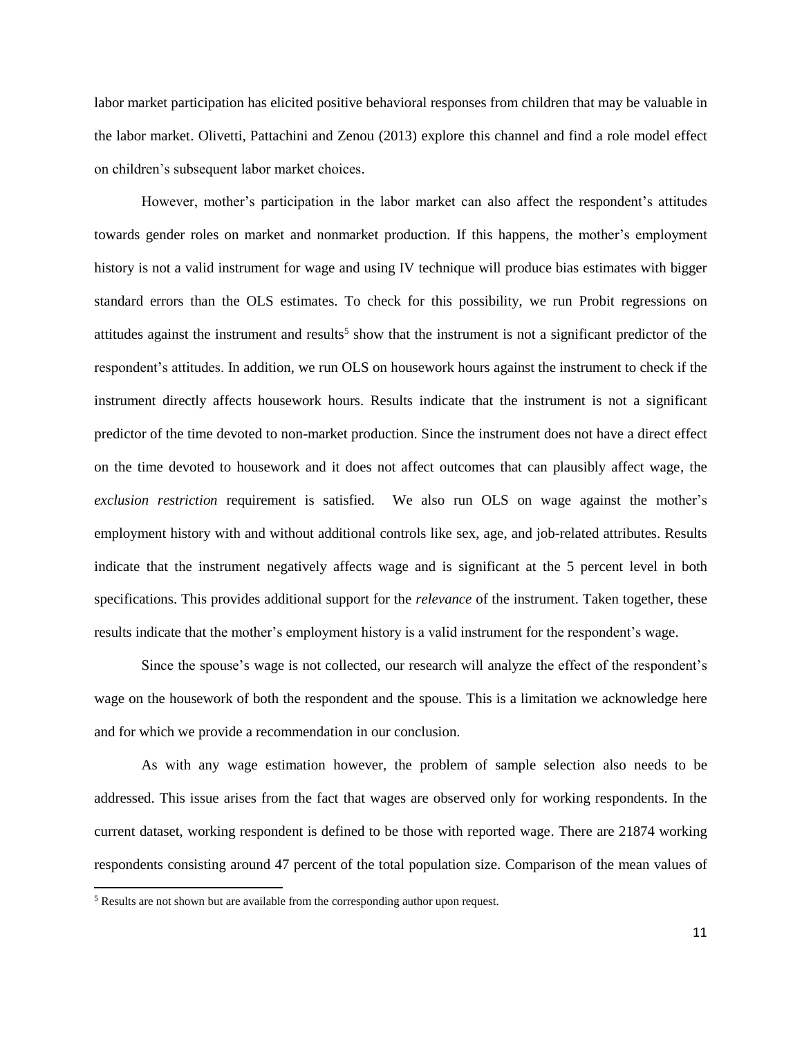labor market participation has elicited positive behavioral responses from children that may be valuable in the labor market. Olivetti, Pattachini and Zenou (2013) explore this channel and find a role model effect on children's subsequent labor market choices.

However, mother's participation in the labor market can also affect the respondent's attitudes towards gender roles on market and nonmarket production. If this happens, the mother's employment history is not a valid instrument for wage and using IV technique will produce bias estimates with bigger standard errors than the OLS estimates. To check for this possibility, we run Probit regressions on attitudes against the instrument and results[5] show that the instrument is not a significant predictor of the respondent's attitudes. In addition, we run OLS on housework hours against the instrument to check if the instrument directly affects housework hours. Results indicate that the instrument is not a significant predictor of the time devoted to non-market production. Since the instrument does not have a direct effect on the time devoted to housework and it does not affect outcomes that can plausibly affect wage, the *exclusion restriction* requirement is satisfied. We also run OLS on wage against the mother's employment history with and without additional controls like sex, age, and job-related attributes. Results indicate that the instrument negatively affects wage and is significant at the 5 percent level in both specifications. This provides additional support for the *relevance* of the instrument. Taken together, these results indicate that the mother's employment history is a valid instrument for the respondent's wage.

Since the spouse's wage is not collected, our research will analyze the effect of the respondent's wage on the housework of both the respondent and the spouse. This is a limitation we acknowledge here and for which we provide a recommendation in our conclusion.

As with any wage estimation however, the problem of sample selection also needs to be addressed. This issue arises from the fact that wages are observed only for working respondents. In the current dataset, working respondent is defined to be those with reported wage. There are 21874 working respondents consisting around 47 percent of the total population size. Comparison of the mean values of

[5] Results are not shown but are available from the corresponding author upon request.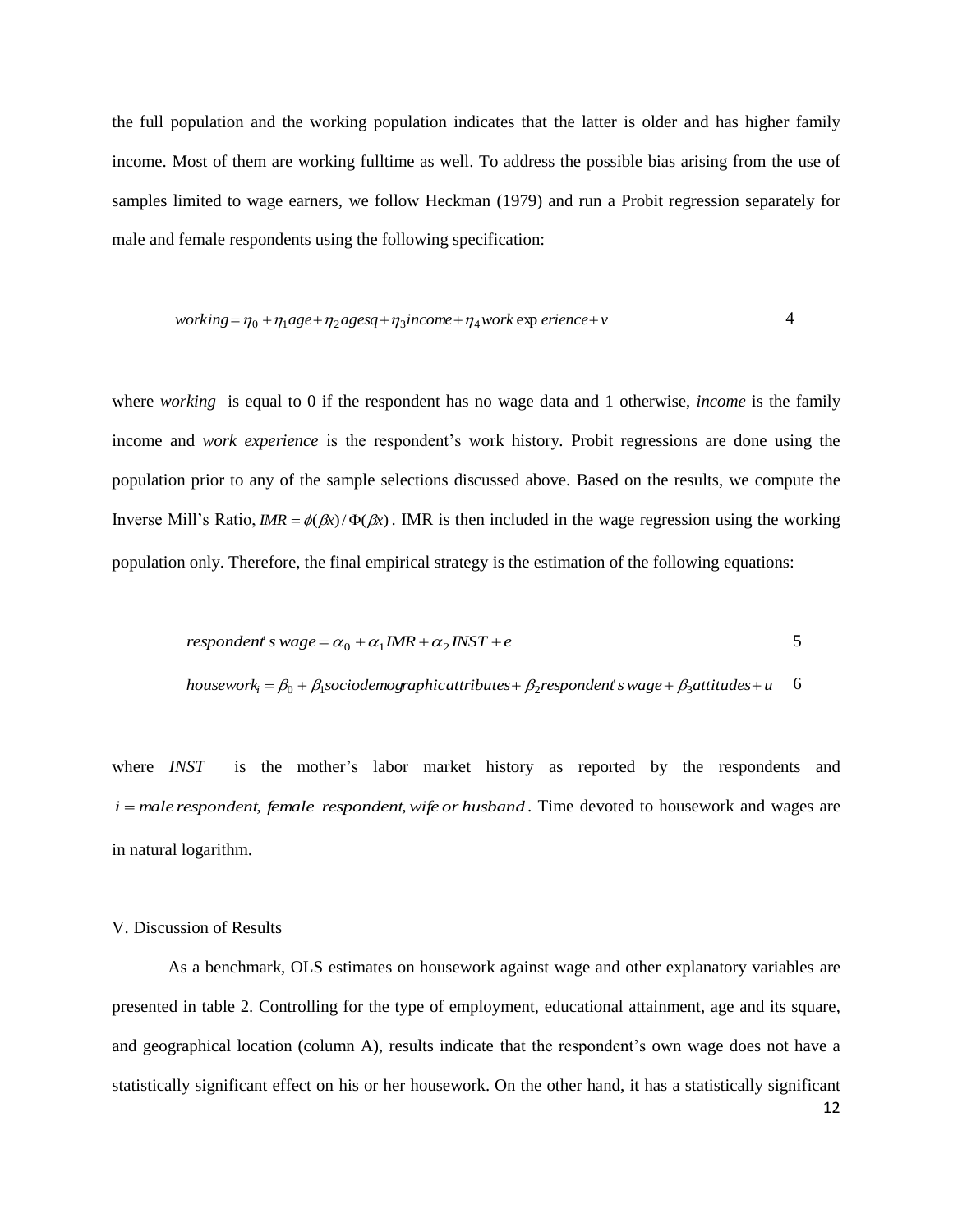the full population and the working population indicates that the latter is older and has higher family income. Most of them are working fulltime as well. To address the possible bias arising from the use of samples limited to wage earners, we follow Heckman (1979) and run a Probit regression separately for male and female respondents using the following specification:

$$working = \eta_0 + \eta_1 age + \eta_2 agesq + \eta_3 income + \eta_4 work\ experience + v \qquad 4$$

where *working* is equal to 0 if the respondent has no wage data and 1 otherwise, *income* is the family income and *work experience* is the respondent's work history. Probit regressions are done using the population prior to any of the sample selections discussed above. Based on the results, we compute the Inverse Mill's Ratio, $IMR = \phi(\beta x)/\Phi(\beta x)$. IMR is then included in the wage regression using the working population only. Therefore, the final empirical strategy is the estimation of the following equations:

$$respondent's\ wage = \alpha_0 + \alpha_1 IMR + \alpha_2 INST + e \qquad 5$$

$$housework_i = \beta_0 + \beta_1 sociodemographic attributes + \beta_2 respondent's\ wage + \beta_3 attitudes + u \qquad 6$$

where $INST$ is the mother's labor market history as reported by the respondents and $i = male\ respondent,\ female\ respondent,\ wife\ or\ husband$. Time devoted to housework and wages are in natural logarithm.

## V. Discussion of Results

As a benchmark, OLS estimates on housework against wage and other explanatory variables are presented in table 2. Controlling for the type of employment, educational attainment, age and its square, and geographical location (column A), results indicate that the respondent's own wage does not have a statistically significant effect on his or her housework. On the other hand, it has a statistically significant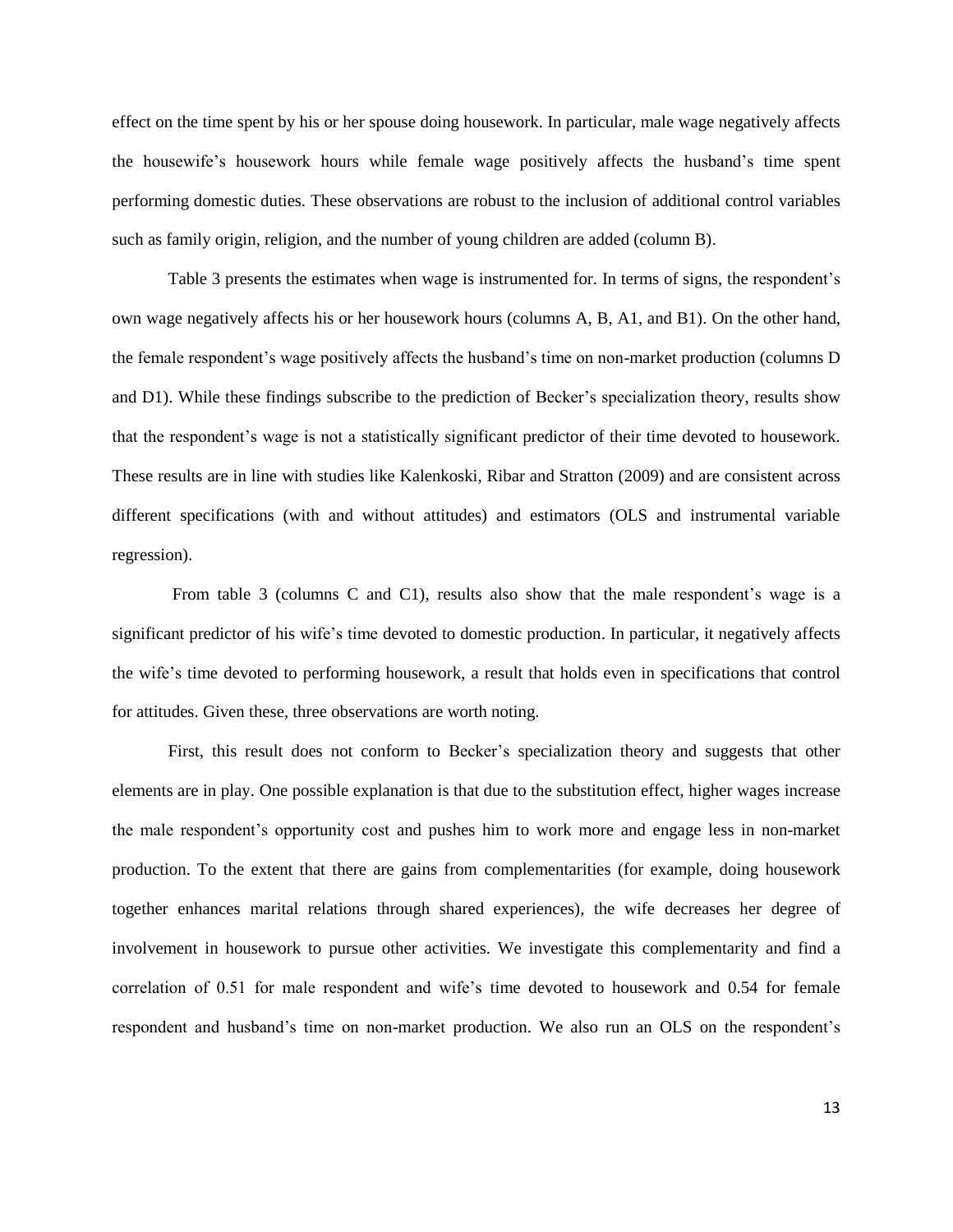effect on the time spent by his or her spouse doing housework. In particular, male wage negatively affects the housewife's housework hours while female wage positively affects the husband's time spent performing domestic duties. These observations are robust to the inclusion of additional control variables such as family origin, religion, and the number of young children are added (column B).

Table 3 presents the estimates when wage is instrumented for. In terms of signs, the respondent's own wage negatively affects his or her housework hours (columns A, B, A1, and B1). On the other hand, the female respondent's wage positively affects the husband's time on non-market production (columns D and D1). While these findings subscribe to the prediction of Becker's specialization theory, results show that the respondent's wage is not a statistically significant predictor of their time devoted to housework. These results are in line with studies like Kalenkoski, Ribar and Stratton (2009) and are consistent across different specifications (with and without attitudes) and estimators (OLS and instrumental variable regression).

From table 3 (columns C and C1), results also show that the male respondent's wage is a significant predictor of his wife's time devoted to domestic production. In particular, it negatively affects the wife's time devoted to performing housework, a result that holds even in specifications that control for attitudes. Given these, three observations are worth noting.

First, this result does not conform to Becker's specialization theory and suggests that other elements are in play. One possible explanation is that due to the substitution effect, higher wages increase the male respondent's opportunity cost and pushes him to work more and engage less in non-market production. To the extent that there are gains from complementarities (for example, doing housework together enhances marital relations through shared experiences), the wife decreases her degree of involvement in housework to pursue other activities. We investigate this complementarity and find a correlation of 0.51 for male respondent and wife's time devoted to housework and 0.54 for female respondent and husband's time on non-market production. We also run an OLS on the respondent's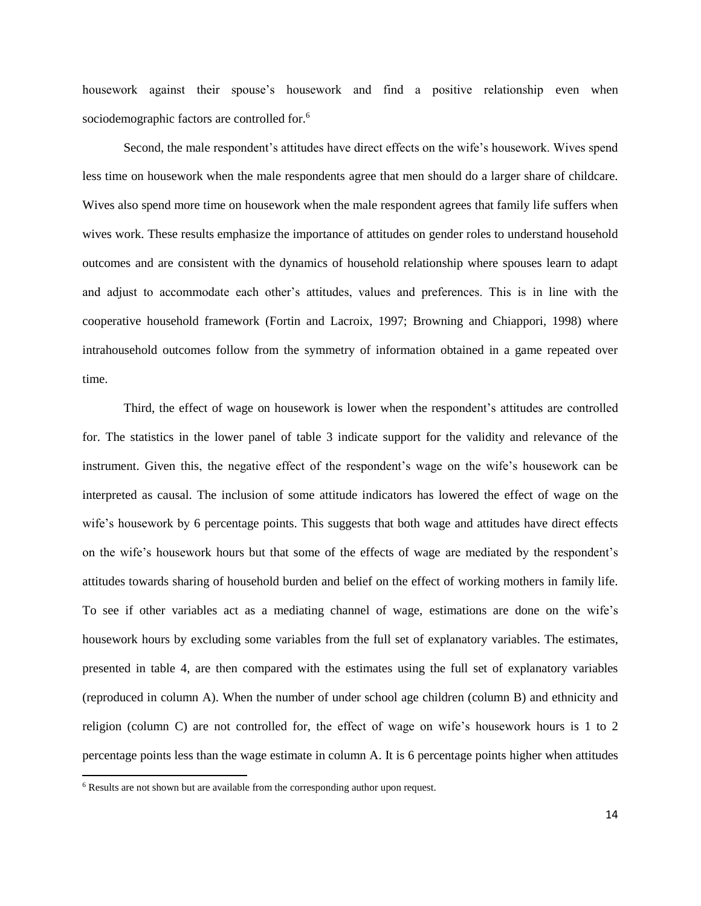housework against their spouse's housework and find a positive relationship even when sociodemographic factors are controlled for.[6]

Second, the male respondent's attitudes have direct effects on the wife's housework. Wives spend less time on housework when the male respondents agree that men should do a larger share of childcare. Wives also spend more time on housework when the male respondent agrees that family life suffers when wives work. These results emphasize the importance of attitudes on gender roles to understand household outcomes and are consistent with the dynamics of household relationship where spouses learn to adapt and adjust to accommodate each other's attitudes, values and preferences. This is in line with the cooperative household framework (Fortin and Lacroix, 1997; Browning and Chiappori, 1998) where intrahousehold outcomes follow from the symmetry of information obtained in a game repeated over time.

Third, the effect of wage on housework is lower when the respondent's attitudes are controlled for. The statistics in the lower panel of table 3 indicate support for the validity and relevance of the instrument. Given this, the negative effect of the respondent's wage on the wife's housework can be interpreted as causal. The inclusion of some attitude indicators has lowered the effect of wage on the wife's housework by 6 percentage points. This suggests that both wage and attitudes have direct effects on the wife's housework hours but that some of the effects of wage are mediated by the respondent's attitudes towards sharing of household burden and belief on the effect of working mothers in family life. To see if other variables act as a mediating channel of wage, estimations are done on the wife's housework hours by excluding some variables from the full set of explanatory variables. The estimates, presented in table 4, are then compared with the estimates using the full set of explanatory variables (reproduced in column A). When the number of under school age children (column B) and ethnicity and religion (column C) are not controlled for, the effect of wage on wife's housework hours is 1 to 2 percentage points less than the wage estimate in column A. It is 6 percentage points higher when attitudes

---

[6] Results are not shown but are available from the corresponding author upon request.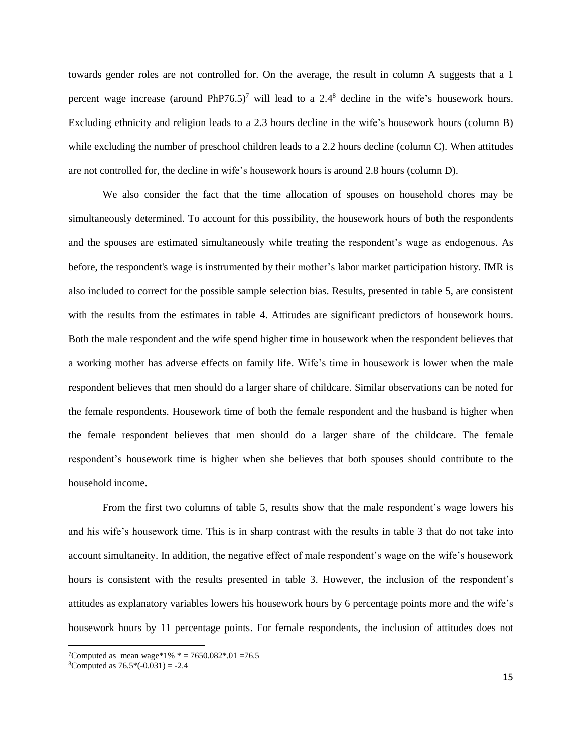towards gender roles are not controlled for. On the average, the result in column A suggests that a 1 percent wage increase (around PhP76.5)[7] will lead to a 2.4[8] decline in the wife's housework hours. Excluding ethnicity and religion leads to a 2.3 hours decline in the wife's housework hours (column B) while excluding the number of preschool children leads to a 2.2 hours decline (column C). When attitudes are not controlled for, the decline in wife's housework hours is around 2.8 hours (column D).

We also consider the fact that the time allocation of spouses on household chores may be simultaneously determined. To account for this possibility, the housework hours of both the respondents and the spouses are estimated simultaneously while treating the respondent's wage as endogenous. As before, the respondent's wage is instrumented by their mother's labor market participation history. IMR is also included to correct for the possible sample selection bias. Results, presented in table 5, are consistent with the results from the estimates in table 4. Attitudes are significant predictors of housework hours. Both the male respondent and the wife spend higher time in housework when the respondent believes that a working mother has adverse effects on family life. Wife's time in housework is lower when the male respondent believes that men should do a larger share of childcare. Similar observations can be noted for the female respondents. Housework time of both the female respondent and the husband is higher when the female respondent believes that men should do a larger share of the childcare. The female respondent's housework time is higher when she believes that both spouses should contribute to the household income.

From the first two columns of table 5, results show that the male respondent's wage lowers his and his wife's housework time. This is in sharp contrast with the results in table 3 that do not take into account simultaneity. In addition, the negative effect of male respondent's wage on the wife's housework hours is consistent with the results presented in table 3. However, the inclusion of the respondent's attitudes as explanatory variables lowers his housework hours by 6 percentage points more and the wife's housework hours by 11 percentage points. For female respondents, the inclusion of attitudes does not

[7] Computed as mean wage*1% * = 7650.082*.01 =76.5

[8] Computed as 76.5*(-0.031) = -2.4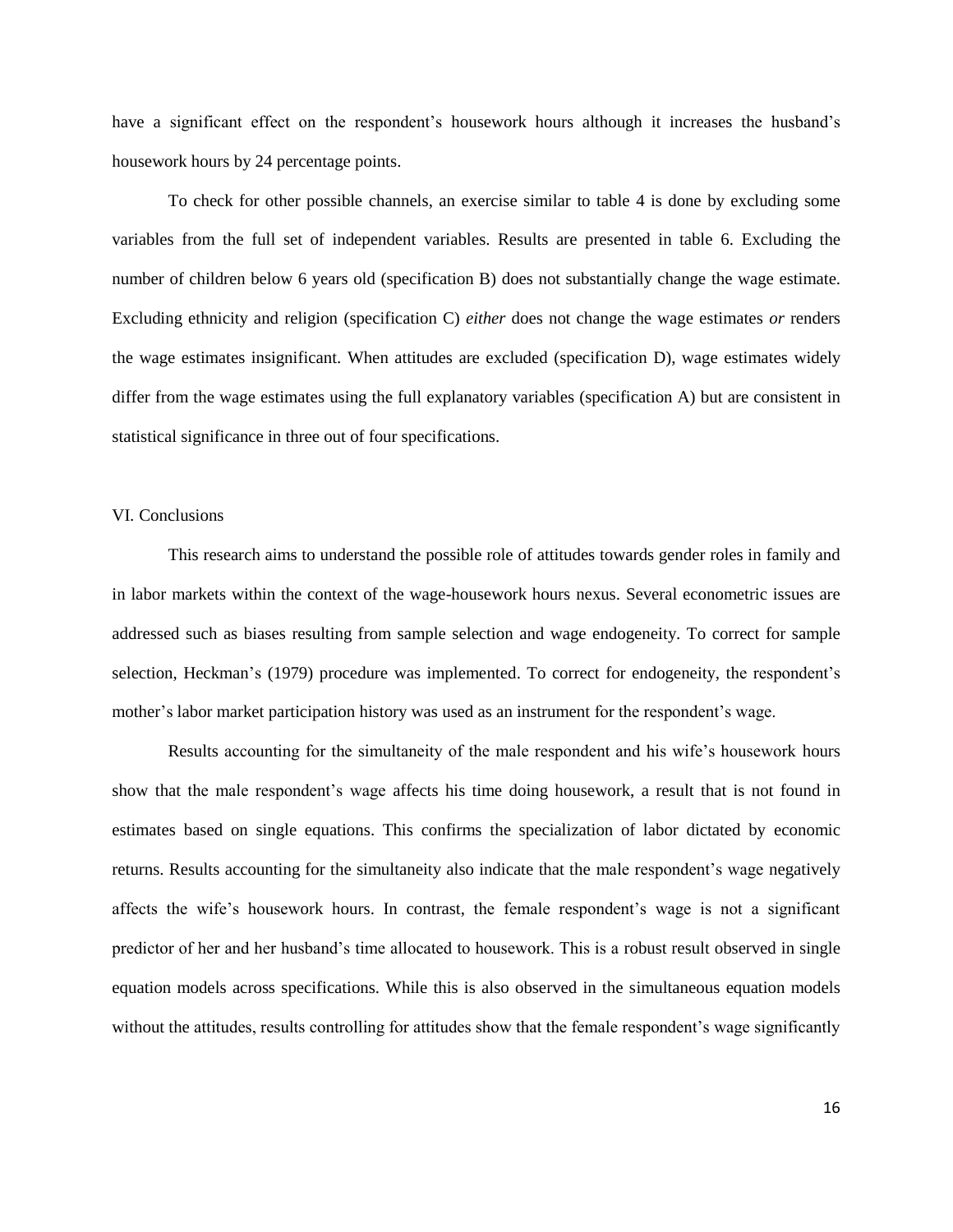have a significant effect on the respondent's housework hours although it increases the husband's housework hours by 24 percentage points.

To check for other possible channels, an exercise similar to table 4 is done by excluding some variables from the full set of independent variables. Results are presented in table 6. Excluding the number of children below 6 years old (specification B) does not substantially change the wage estimate. Excluding ethnicity and religion (specification C) *either* does not change the wage estimates *or* renders the wage estimates insignificant. When attitudes are excluded (specification D), wage estimates widely differ from the wage estimates using the full explanatory variables (specification A) but are consistent in statistical significance in three out of four specifications.

## VI. Conclusions

This research aims to understand the possible role of attitudes towards gender roles in family and in labor markets within the context of the wage-housework hours nexus. Several econometric issues are addressed such as biases resulting from sample selection and wage endogeneity. To correct for sample selection, Heckman's (1979) procedure was implemented. To correct for endogeneity, the respondent's mother's labor market participation history was used as an instrument for the respondent's wage.

Results accounting for the simultaneity of the male respondent and his wife's housework hours show that the male respondent's wage affects his time doing housework, a result that is not found in estimates based on single equations. This confirms the specialization of labor dictated by economic returns. Results accounting for the simultaneity also indicate that the male respondent's wage negatively affects the wife's housework hours. In contrast, the female respondent's wage is not a significant predictor of her and her husband's time allocated to housework. This is a robust result observed in single equation models across specifications. While this is also observed in the simultaneous equation models without the attitudes, results controlling for attitudes show that the female respondent's wage significantly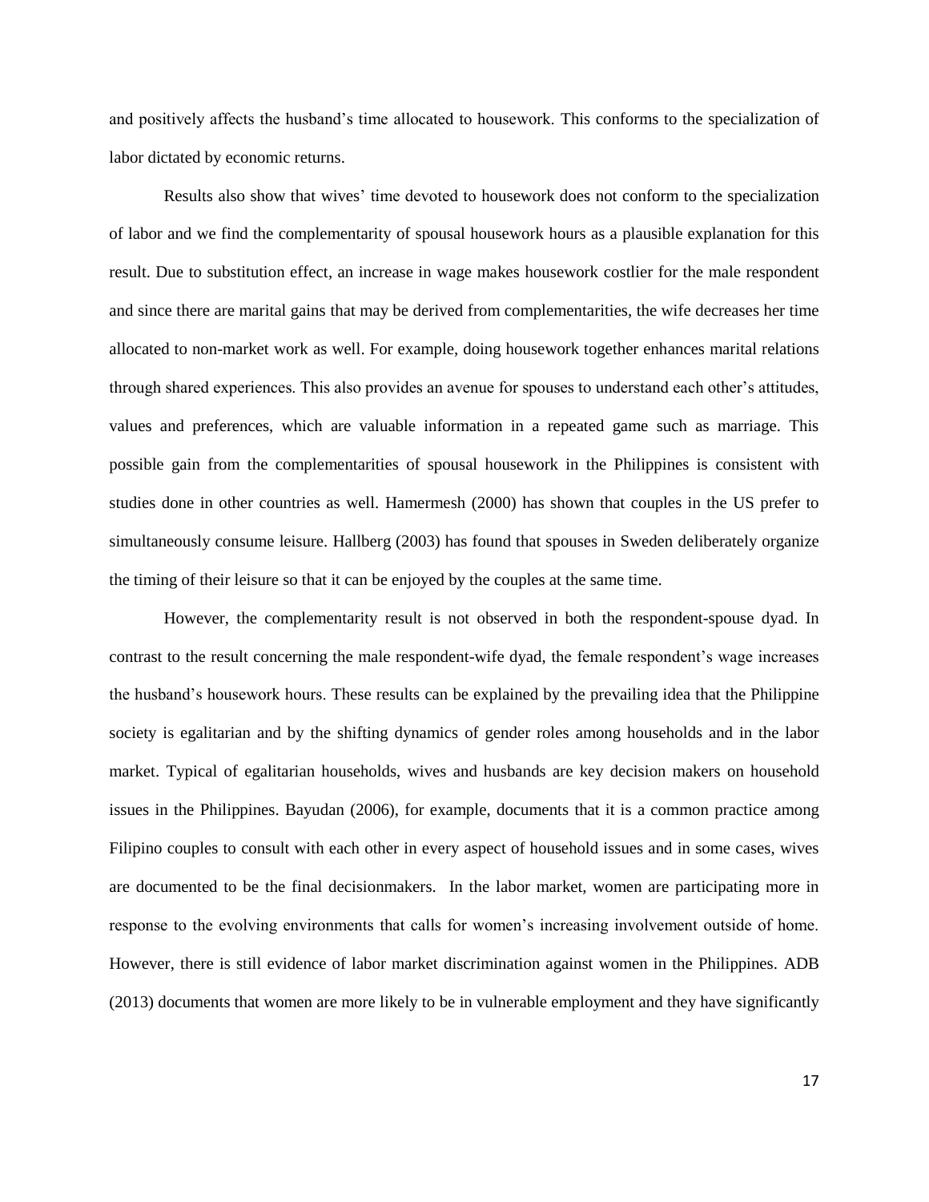and positively affects the husband's time allocated to housework. This conforms to the specialization of labor dictated by economic returns.

Results also show that wives' time devoted to housework does not conform to the specialization of labor and we find the complementarity of spousal housework hours as a plausible explanation for this result. Due to substitution effect, an increase in wage makes housework costlier for the male respondent and since there are marital gains that may be derived from complementarities, the wife decreases her time allocated to non-market work as well. For example, doing housework together enhances marital relations through shared experiences. This also provides an avenue for spouses to understand each other's attitudes, values and preferences, which are valuable information in a repeated game such as marriage. This possible gain from the complementarities of spousal housework in the Philippines is consistent with studies done in other countries as well. Hamermesh (2000) has shown that couples in the US prefer to simultaneously consume leisure. Hallberg (2003) has found that spouses in Sweden deliberately organize the timing of their leisure so that it can be enjoyed by the couples at the same time.

However, the complementarity result is not observed in both the respondent-spouse dyad. In contrast to the result concerning the male respondent-wife dyad, the female respondent's wage increases the husband's housework hours. These results can be explained by the prevailing idea that the Philippine society is egalitarian and by the shifting dynamics of gender roles among households and in the labor market. Typical of egalitarian households, wives and husbands are key decision makers on household issues in the Philippines. Bayudan (2006), for example, documents that it is a common practice among Filipino couples to consult with each other in every aspect of household issues and in some cases, wives are documented to be the final decisionmakers. In the labor market, women are participating more in response to the evolving environments that calls for women's increasing involvement outside of home. However, there is still evidence of labor market discrimination against women in the Philippines. ADB (2013) documents that women are more likely to be in vulnerable employment and they have significantly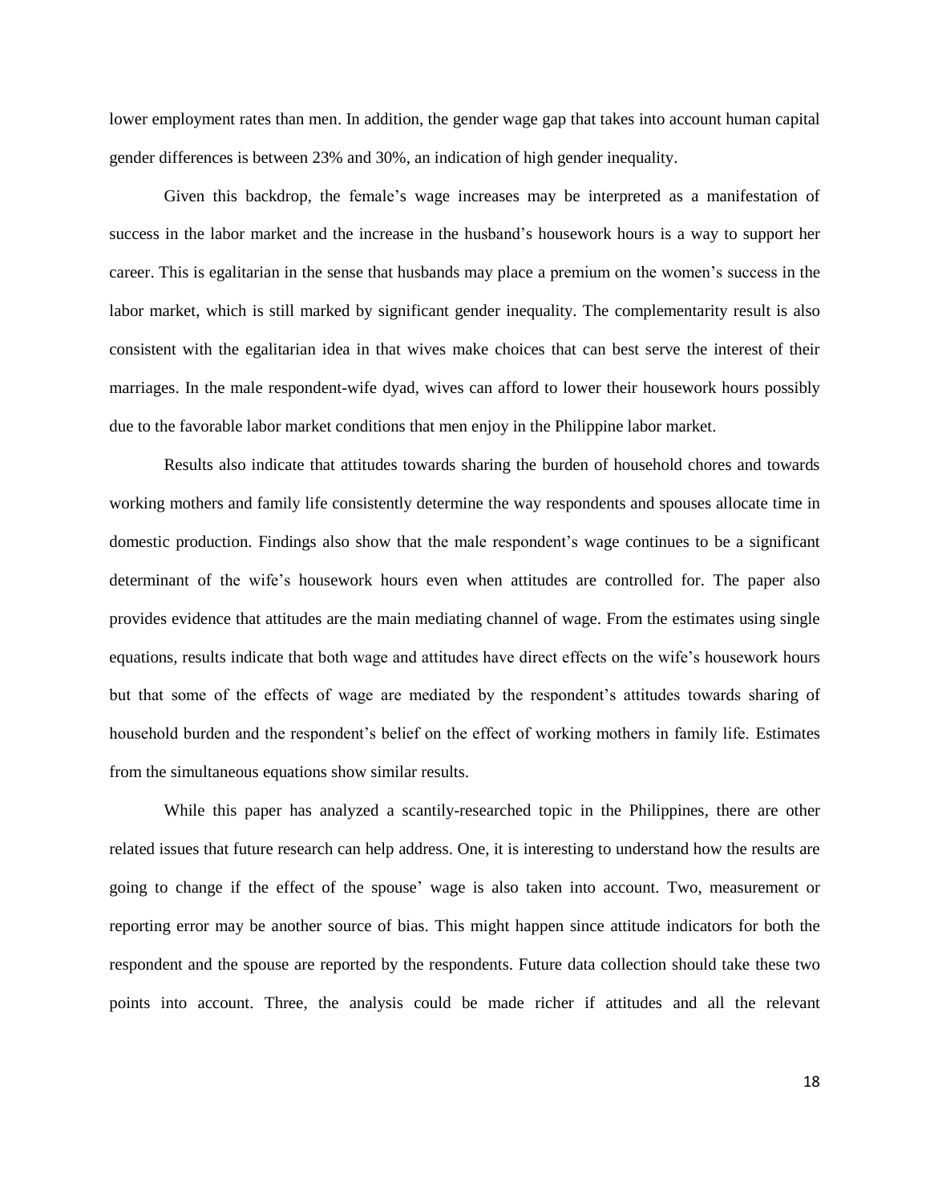lower employment rates than men. In addition, the gender wage gap that takes into account human capital gender differences is between 23% and 30%, an indication of high gender inequality.

Given this backdrop, the female's wage increases may be interpreted as a manifestation of success in the labor market and the increase in the husband's housework hours is a way to support her career. This is egalitarian in the sense that husbands may place a premium on the women's success in the labor market, which is still marked by significant gender inequality. The complementarity result is also consistent with the egalitarian idea in that wives make choices that can best serve the interest of their marriages. In the male respondent-wife dyad, wives can afford to lower their housework hours possibly due to the favorable labor market conditions that men enjoy in the Philippine labor market.

Results also indicate that attitudes towards sharing the burden of household chores and towards working mothers and family life consistently determine the way respondents and spouses allocate time in domestic production. Findings also show that the male respondent's wage continues to be a significant determinant of the wife's housework hours even when attitudes are controlled for. The paper also provides evidence that attitudes are the main mediating channel of wage. From the estimates using single equations, results indicate that both wage and attitudes have direct effects on the wife's housework hours but that some of the effects of wage are mediated by the respondent's attitudes towards sharing of household burden and the respondent's belief on the effect of working mothers in family life. Estimates from the simultaneous equations show similar results.

While this paper has analyzed a scantily-researched topic in the Philippines, there are other related issues that future research can help address. One, it is interesting to understand how the results are going to change if the effect of the spouse' wage is also taken into account. Two, measurement or reporting error may be another source of bias. This might happen since attitude indicators for both the respondent and the spouse are reported by the respondents. Future data collection should take these two points into account. Three, the analysis could be made richer if attitudes and all the relevant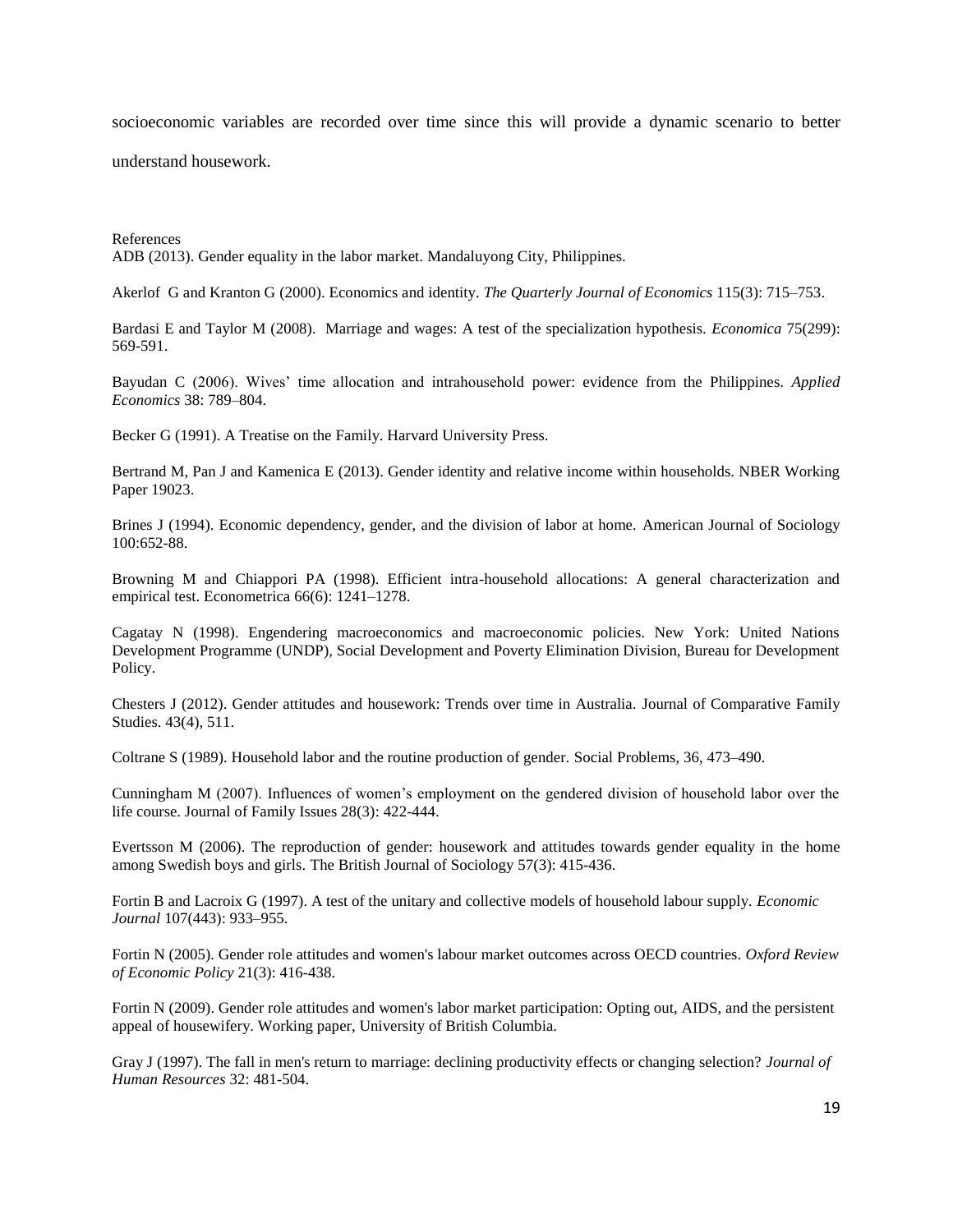socioeconomic variables are recorded over time since this will provide a dynamic scenario to better understand housework.

## References

ADB (2013). Gender equality in the labor market. Mandaluyong City, Philippines.

Akerlof G and Kranton G (2000). Economics and identity. *The Quarterly Journal of Economics* 115(3): 715–753.

Bardasi E and Taylor M (2008). Marriage and wages: A test of the specialization hypothesis. *Economica* 75(299): 569-591.

Bayudan C (2006). Wives' time allocation and intrahousehold power: evidence from the Philippines. *Applied Economics* 38: 789–804.

Becker G (1991). A Treatise on the Family. Harvard University Press.

Bertrand M, Pan J and Kamenica E (2013). Gender identity and relative income within households. NBER Working Paper 19023.

Brines J (1994). Economic dependency, gender, and the division of labor at home. American Journal of Sociology 100:652-88.

Browning M and Chiappori PA (1998). Efficient intra-household allocations: A general characterization and empirical test. Econometrica 66(6): 1241–1278.

Cagatay N (1998). Engendering macroeconomics and macroeconomic policies. New York: United Nations Development Programme (UNDP), Social Development and Poverty Elimination Division, Bureau for Development Policy.

Chesters J (2012). Gender attitudes and housework: Trends over time in Australia. Journal of Comparative Family Studies. 43(4), 511.

Coltrane S (1989). Household labor and the routine production of gender. Social Problems, 36, 473–490.

Cunningham M (2007). Influences of women's employment on the gendered division of household labor over the life course. Journal of Family Issues 28(3): 422-444.

Evertsson M (2006). The reproduction of gender: housework and attitudes towards gender equality in the home among Swedish boys and girls. The British Journal of Sociology 57(3): 415-436.

Fortin B and Lacroix G (1997). A test of the unitary and collective models of household labour supply. *Economic Journal* 107(443): 933–955.

Fortin N (2005). Gender role attitudes and women's labour market outcomes across OECD countries. *Oxford Review of Economic Policy* 21(3): 416-438.

Fortin N (2009). Gender role attitudes and women's labor market participation: Opting out, AIDS, and the persistent appeal of housewifery. Working paper, University of British Columbia.

Gray J (1997). The fall in men's return to marriage: declining productivity effects or changing selection? *Journal of Human Resources* 32: 481-504.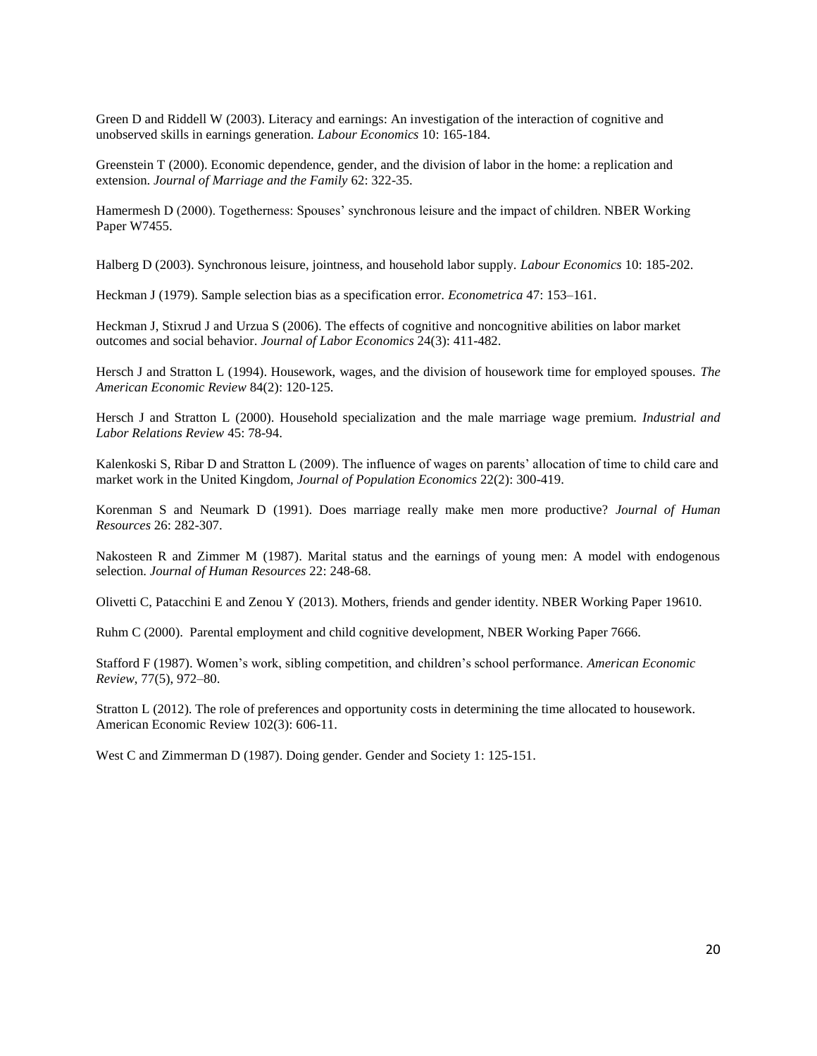Green D and Riddell W (2003). Literacy and earnings: An investigation of the interaction of cognitive and unobserved skills in earnings generation. *Labour Economics* 10: 165-184.

Greenstein T (2000). Economic dependence, gender, and the division of labor in the home: a replication and extension. *Journal of Marriage and the Family* 62: 322-35.

Hamermesh D (2000). Togetherness: Spouses' synchronous leisure and the impact of children. NBER Working Paper W7455.

Halberg D (2003). Synchronous leisure, jointness, and household labor supply. *Labour Economics* 10: 185-202.

Heckman J (1979). Sample selection bias as a specification error. *Econometrica* 47: 153–161.

Heckman J, Stixrud J and Urzua S (2006). The effects of cognitive and noncognitive abilities on labor market outcomes and social behavior. *Journal of Labor Economics* 24(3): 411-482.

Hersch J and Stratton L (1994). Housework, wages, and the division of housework time for employed spouses. *The American Economic Review* 84(2): 120-125.

Hersch J and Stratton L (2000). Household specialization and the male marriage wage premium. *Industrial and Labor Relations Review* 45: 78-94.

Kalenkoski S, Ribar D and Stratton L (2009). The influence of wages on parents' allocation of time to child care and market work in the United Kingdom, *Journal of Population Economics* 22(2): 300-419.

Korenman S and Neumark D (1991). Does marriage really make men more productive? *Journal of Human Resources* 26: 282-307.

Nakosteen R and Zimmer M (1987). Marital status and the earnings of young men: A model with endogenous selection. *Journal of Human Resources* 22: 248-68.

Olivetti C, Patacchini E and Zenou Y (2013). Mothers, friends and gender identity. NBER Working Paper 19610.

Ruhm C (2000). Parental employment and child cognitive development, NBER Working Paper 7666.

Stafford F (1987). Women's work, sibling competition, and children's school performance. *American Economic Review*, 77(5), 972–80.

Stratton L (2012). The role of preferences and opportunity costs in determining the time allocated to housework. American Economic Review 102(3): 606-11.

West C and Zimmerman D (1987). Doing gender. Gender and Society 1: 125-151.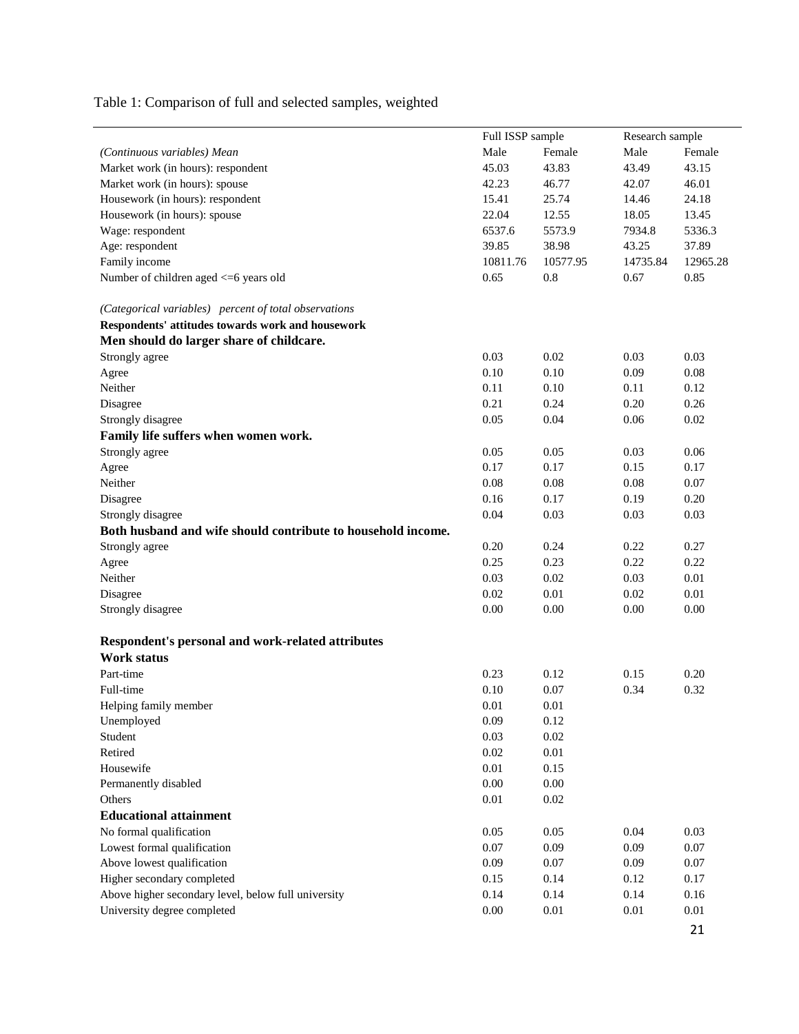Table 1: Comparison of full and selected samples, weighted

| | Full ISSP sample | | Research sample | |
|---|---|---|---|---|
| *(Continuous variables) Mean* | Male | Female | Male | Female |
| Market work (in hours): respondent | 45.03 | 43.83 | 43.49 | 43.15 |
| Market work (in hours): spouse | 42.23 | 46.77 | 42.07 | 46.01 |
| Housework (in hours): respondent | 15.41 | 25.74 | 14.46 | 24.18 |
| Housework (in hours): spouse | 22.04 | 12.55 | 18.05 | 13.45 |
| Wage: respondent | 6537.6 | 5573.9 | 7934.8 | 5336.3 |
| Age: respondent | 39.85 | 38.98 | 43.25 | 37.89 |
| Family income | 10811.76 | 10577.95 | 14735.84 | 12965.28 |
| Number of children aged <=6 years old | 0.65 | 0.8 | 0.67 | 0.85 |
| | | | | |
| *(Categorical variables) percent of total observations* | | | | |
| **Respondents' attitudes towards work and housework** | | | | |
| **Men should do larger share of childcare.** | | | | |
| Strongly agree | 0.03 | 0.02 | 0.03 | 0.03 |
| Agree | 0.10 | 0.10 | 0.09 | 0.08 |
| Neither | 0.11 | 0.10 | 0.11 | 0.12 |
| Disagree | 0.21 | 0.24 | 0.20 | 0.26 |
| Strongly disagree | 0.05 | 0.04 | 0.06 | 0.02 |
| **Family life suffers when women work.** | | | | |
| Strongly agree | 0.05 | 0.05 | 0.03 | 0.06 |
| Agree | 0.17 | 0.17 | 0.15 | 0.17 |
| Neither | 0.08 | 0.08 | 0.08 | 0.07 |
| Disagree | 0.16 | 0.17 | 0.19 | 0.20 |
| Strongly disagree | 0.04 | 0.03 | 0.03 | 0.03 |
| **Both husband and wife should contribute to household income.** | | | | |
| Strongly agree | 0.20 | 0.24 | 0.22 | 0.27 |
| Agree | 0.25 | 0.23 | 0.22 | 0.22 |
| Neither | 0.03 | 0.02 | 0.03 | 0.01 |
| Disagree | 0.02 | 0.01 | 0.02 | 0.01 |
| Strongly disagree | 0.00 | 0.00 | 0.00 | 0.00 |
| | | | | |
| **Respondent's personal and work-related attributes** | | | | |
| **Work status** | | | | |
| Part-time | 0.23 | 0.12 | 0.15 | 0.20 |
| Full-time | 0.10 | 0.07 | 0.34 | 0.32 |
| Helping family member | 0.01 | 0.01 | | |
| Unemployed | 0.09 | 0.12 | | |
| Student | 0.03 | 0.02 | | |
| Retired | 0.02 | 0.01 | | |
| Housewife | 0.01 | 0.15 | | |
| Permanently disabled | 0.00 | 0.00 | | |
| Others | 0.01 | 0.02 | | |
| **Educational attainment** | | | | |
| No formal qualification | 0.05 | 0.05 | 0.04 | 0.03 |
| Lowest formal qualification | 0.07 | 0.09 | 0.09 | 0.07 |
| Above lowest qualification | 0.09 | 0.07 | 0.09 | 0.07 |
| Higher secondary completed | 0.15 | 0.14 | 0.12 | 0.17 |
| Above higher secondary level, below full university | 0.14 | 0.14 | 0.14 | 0.16 |
| University degree completed | 0.00 | 0.01 | 0.01 | 0.01 |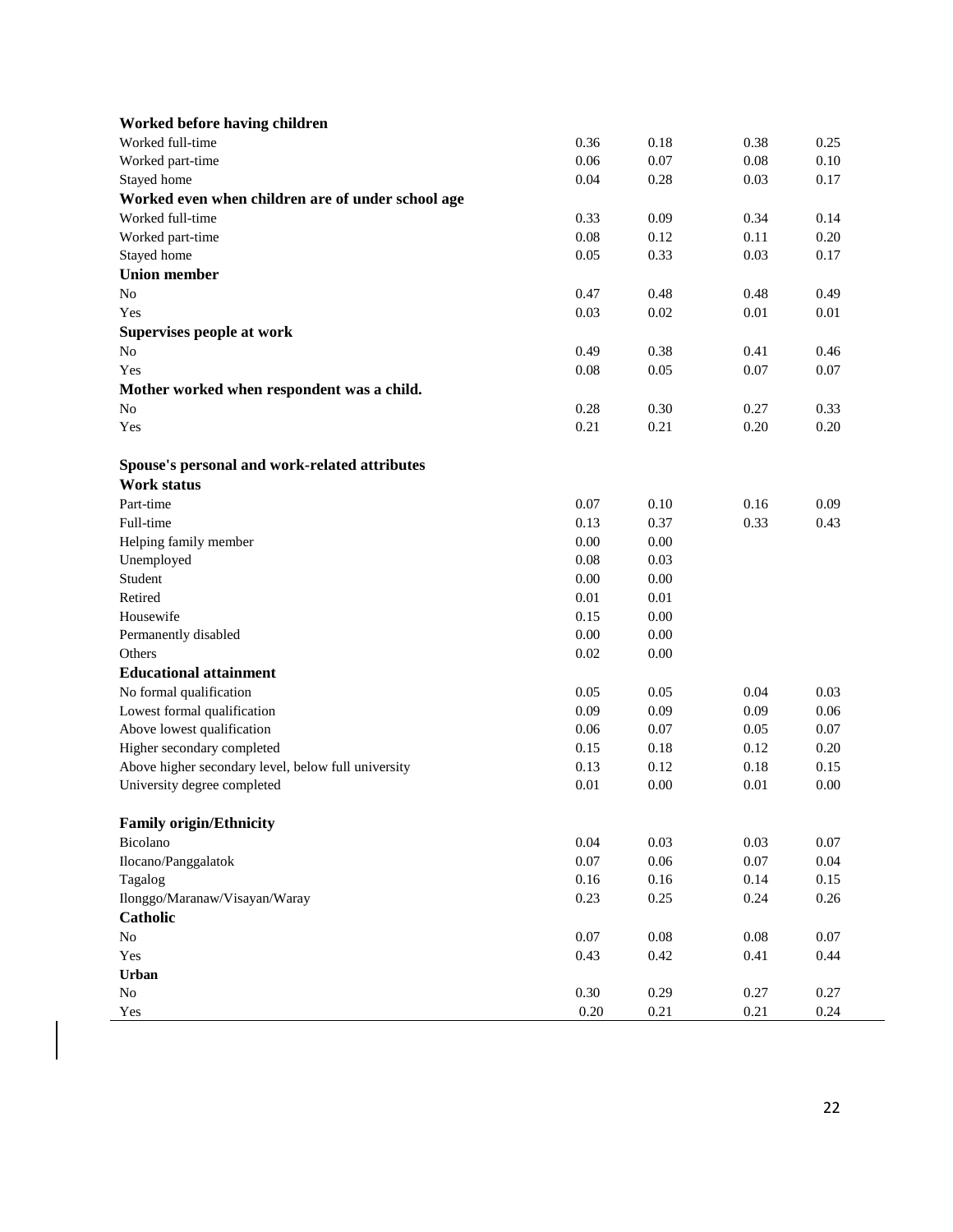| | | | | |
|---|---|---|---|---|
| **Worked before having children** | | | | |
| Worked full-time | 0.36 | 0.18 | 0.38 | 0.25 |
| Worked part-time | 0.06 | 0.07 | 0.08 | 0.10 |
| Stayed home | 0.04 | 0.28 | 0.03 | 0.17 |
| **Worked even when children are of under school age** | | | | |
| Worked full-time | 0.33 | 0.09 | 0.34 | 0.14 |
| Worked part-time | 0.08 | 0.12 | 0.11 | 0.20 |
| Stayed home | 0.05 | 0.33 | 0.03 | 0.17 |
| **Union member** | | | | |
| No | 0.47 | 0.48 | 0.48 | 0.49 |
| Yes | 0.03 | 0.02 | 0.01 | 0.01 |
| **Supervises people at work** | | | | |
| No | 0.49 | 0.38 | 0.41 | 0.46 |
| Yes | 0.08 | 0.05 | 0.07 | 0.07 |
| **Mother worked when respondent was a child.** | | | | |
| No | 0.28 | 0.30 | 0.27 | 0.33 |
| Yes | 0.21 | 0.21 | 0.20 | 0.20 |
| | | | | |
| **Spouse's personal and work-related attributes** | | | | |
| **Work status** | | | | |
| Part-time | 0.07 | 0.10 | 0.16 | 0.09 |
| Full-time | 0.13 | 0.37 | 0.33 | 0.43 |
| Helping family member | 0.00 | 0.00 | | |
| Unemployed | 0.08 | 0.03 | | |
| Student | 0.00 | 0.00 | | |
| Retired | 0.01 | 0.01 | | |
| Housewife | 0.15 | 0.00 | | |
| Permanently disabled | 0.00 | 0.00 | | |
| Others | 0.02 | 0.00 | | |
| **Educational attainment** | | | | |
| No formal qualification | 0.05 | 0.05 | 0.04 | 0.03 |
| Lowest formal qualification | 0.09 | 0.09 | 0.09 | 0.06 |
| Above lowest qualification | 0.06 | 0.07 | 0.05 | 0.07 |
| Higher secondary completed | 0.15 | 0.18 | 0.12 | 0.20 |
| Above higher secondary level, below full university | 0.13 | 0.12 | 0.18 | 0.15 |
| University degree completed | 0.01 | 0.00 | 0.01 | 0.00 |
| | | | | |
| **Family origin/Ethnicity** | | | | |
| Bicolano | 0.04 | 0.03 | 0.03 | 0.07 |
| Ilocano/Panggalatok | 0.07 | 0.06 | 0.07 | 0.04 |
| Tagalog | 0.16 | 0.16 | 0.14 | 0.15 |
| Ilonggo/Maranaw/Visayan/Waray | 0.23 | 0.25 | 0.24 | 0.26 |
| **Catholic** | | | | |
| No | 0.07 | 0.08 | 0.08 | 0.07 |
| Yes | 0.43 | 0.42 | 0.41 | 0.44 |
| **Urban** | | | | |
| No | 0.30 | 0.29 | 0.27 | 0.27 |
| Yes | 0.20 | 0.21 | 0.21 | 0.24 |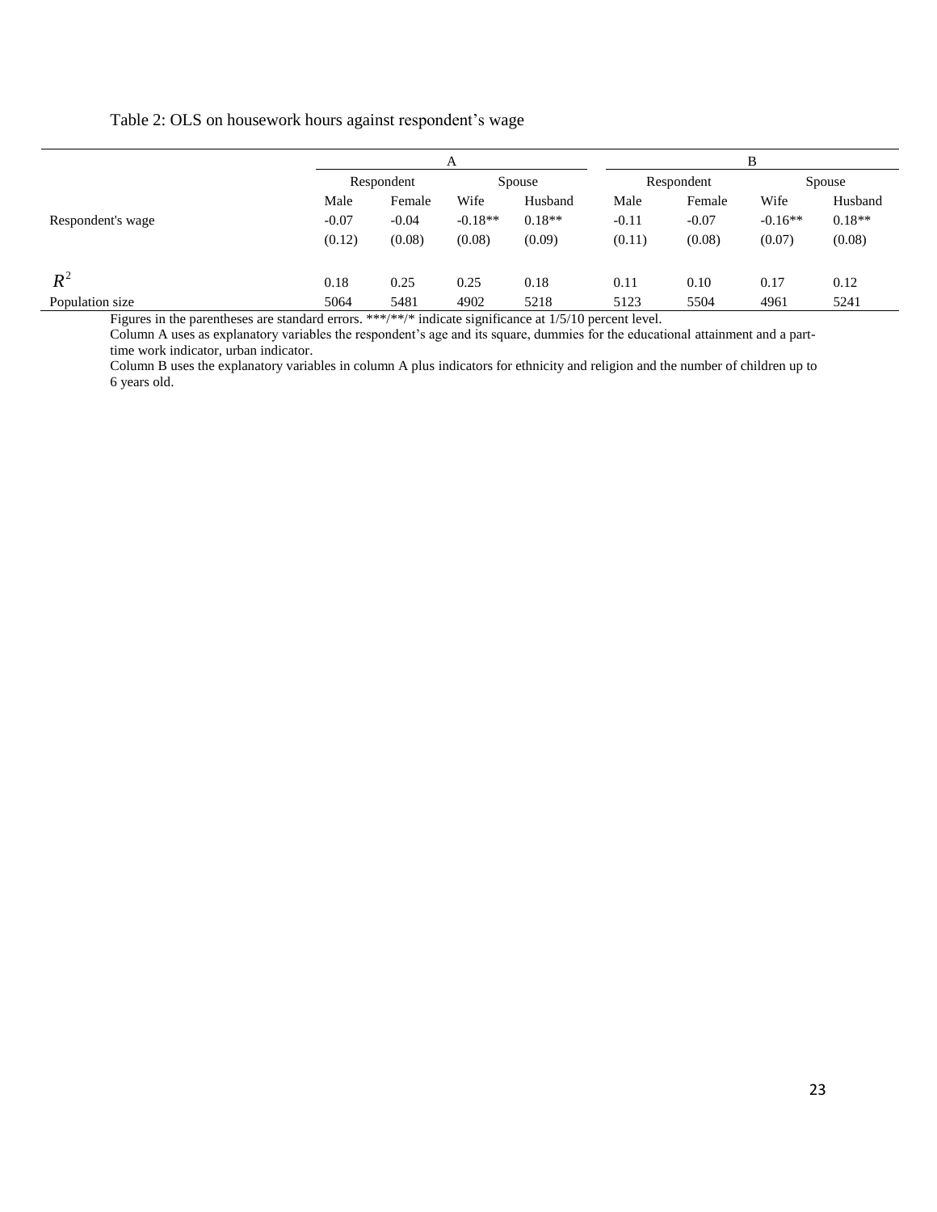Table 2: OLS on housework hours against respondent's wage

| | A | | | | B | | | |
|---|---|---|---|---|---|---|---|---|
| | Respondent | | Spouse | | Respondent | | Spouse | |
| | Male | Female | Wife | Husband | Male | Female | Wife | Husband |
| Respondent's wage | -0.07 | -0.04 | -0.18** | 0.18** | -0.11 | -0.07 | -0.16** | 0.18** |
| | (0.12) | (0.08) | (0.08) | (0.09) | (0.11) | (0.08) | (0.07) | (0.08) |
| $R^2$ | 0.18 | 0.25 | 0.25 | 0.18 | 0.11 | 0.10 | 0.17 | 0.12 |
| Population size | 5064 | 5481 | 4902 | 5218 | 5123 | 5504 | 4961 | 5241 |

Figures in the parentheses are standard errors. ***/**/* indicate significance at 1/5/10 percent level.

Column A uses as explanatory variables the respondent's age and its square, dummies for the educational attainment and a part-time work indicator, urban indicator.

Column B uses the explanatory variables in column A plus indicators for ethnicity and religion and the number of children up to 6 years old.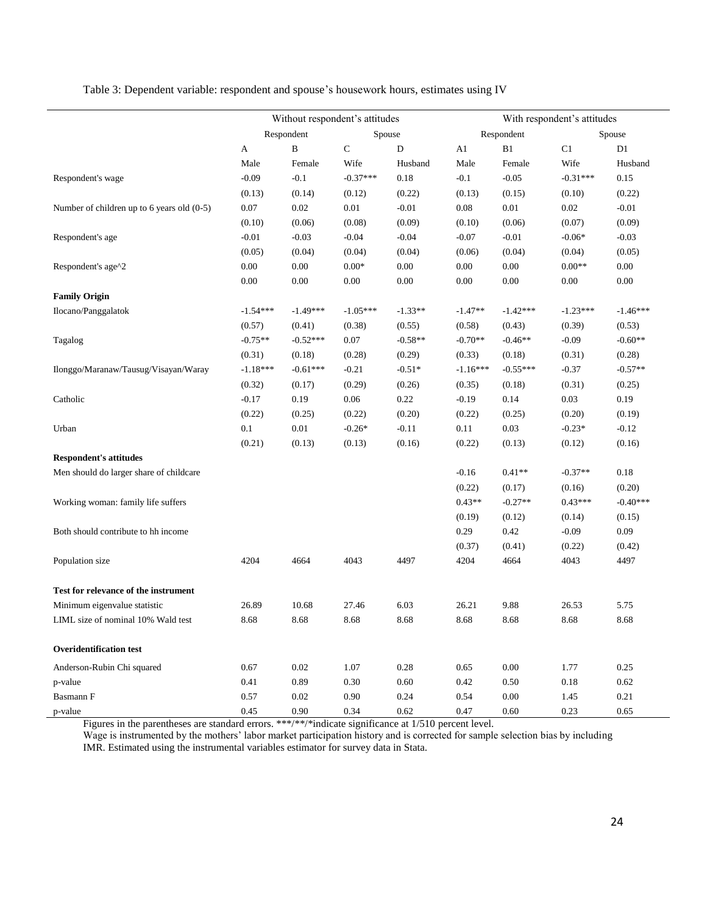Table 3: Dependent variable: respondent and spouse's housework hours, estimates using IV

| | Without respondent's attitudes | | | | With respondent's attitudes | | | |
|---|---|---|---|---|---|---|---|---|
| | Respondent | | Spouse | | Respondent | | Spouse | |
| | A | B | C | D | A1 | B1 | C1 | D1 |
| | Male | Female | Wife | Husband | Male | Female | Wife | Husband |
| Respondent's wage | -0.09 | -0.1 | -0.37*** | 0.18 | -0.1 | -0.05 | -0.31*** | 0.15 |
| | (0.13) | (0.14) | (0.12) | (0.22) | (0.13) | (0.15) | (0.10) | (0.22) |
| Number of children up to 6 years old (0-5) | 0.07 | 0.02 | 0.01 | -0.01 | 0.08 | 0.01 | 0.02 | -0.01 |
| | (0.10) | (0.06) | (0.08) | (0.09) | (0.10) | (0.06) | (0.07) | (0.09) |
| Respondent's age | -0.01 | -0.03 | -0.04 | -0.04 | -0.07 | -0.01 | -0.06* | -0.03 |
| | (0.05) | (0.04) | (0.04) | (0.04) | (0.06) | (0.04) | (0.04) | (0.05) |
| Respondent's age^2 | 0.00 | 0.00 | 0.00* | 0.00 | 0.00 | 0.00 | 0.00** | 0.00 |
| | 0.00 | 0.00 | 0.00 | 0.00 | 0.00 | 0.00 | 0.00 | 0.00 |
| **Family Origin** | | | | | | | | |
| Ilocano/Panggalatok | -1.54*** | -1.49*** | -1.05*** | -1.33** | -1.47** | -1.42*** | -1.23*** | -1.46*** |
| | (0.57) | (0.41) | (0.38) | (0.55) | (0.58) | (0.43) | (0.39) | (0.53) |
| Tagalog | -0.75** | -0.52*** | 0.07 | -0.58** | -0.70** | -0.46** | -0.09 | -0.60** |
| | (0.31) | (0.18) | (0.28) | (0.29) | (0.33) | (0.18) | (0.31) | (0.28) |
| Ilonggo/Maranaw/Tausug/Visayan/Waray | -1.18*** | -0.61*** | -0.21 | -0.51* | -1.16*** | -0.55*** | -0.37 | -0.57** |
| | (0.32) | (0.17) | (0.29) | (0.26) | (0.35) | (0.18) | (0.31) | (0.25) |
| Catholic | -0.17 | 0.19 | 0.06 | 0.22 | -0.19 | 0.14 | 0.03 | 0.19 |
| | (0.22) | (0.25) | (0.22) | (0.20) | (0.22) | (0.25) | (0.20) | (0.19) |
| Urban | 0.1 | 0.01 | -0.26* | -0.11 | 0.11 | 0.03 | -0.23* | -0.12 |
| | (0.21) | (0.13) | (0.13) | (0.16) | (0.22) | (0.13) | (0.12) | (0.16) |
| **Respondent's attitudes** | | | | | | | | |
| Men should do larger share of childcare | | | | | -0.16 | 0.41** | -0.37** | 0.18 |
| | | | | | (0.22) | (0.17) | (0.16) | (0.20) |
| Working woman: family life suffers | | | | | 0.43** | -0.27** | 0.43*** | -0.40*** |
| | | | | | (0.19) | (0.12) | (0.14) | (0.15) |
| Both should contribute to hh income | | | | | 0.29 | 0.42 | -0.09 | 0.09 |
| | | | | | (0.37) | (0.41) | (0.22) | (0.42) |
| Population size | 4204 | 4664 | 4043 | 4497 | 4204 | 4664 | 4043 | 4497 |
| **Test for relevance of the instrument** | | | | | | | | |
| Minimum eigenvalue statistic | 26.89 | 10.68 | 27.46 | 6.03 | 26.21 | 9.88 | 26.53 | 5.75 |
| LIML size of nominal 10% Wald test | 8.68 | 8.68 | 8.68 | 8.68 | 8.68 | 8.68 | 8.68 | 8.68 |
| **Overidentification test** | | | | | | | | |
| Anderson-Rubin Chi squared | 0.67 | 0.02 | 1.07 | 0.28 | 0.65 | 0.00 | 1.77 | 0.25 |
| p-value | 0.41 | 0.89 | 0.30 | 0.60 | 0.42 | 0.50 | 0.18 | 0.62 |
| Basmann F | 0.57 | 0.02 | 0.90 | 0.24 | 0.54 | 0.00 | 1.45 | 0.21 |
| p-value | 0.45 | 0.90 | 0.34 | 0.62 | 0.47 | 0.60 | 0.23 | 0.65 |

Figures in the parentheses are standard errors. ***/**/*indicate significance at 1/510 percent level.
Wage is instrumented by the mothers' labor market participation history and is corrected for sample selection bias by including IMR. Estimated using the instrumental variables estimator for survey data in Stata.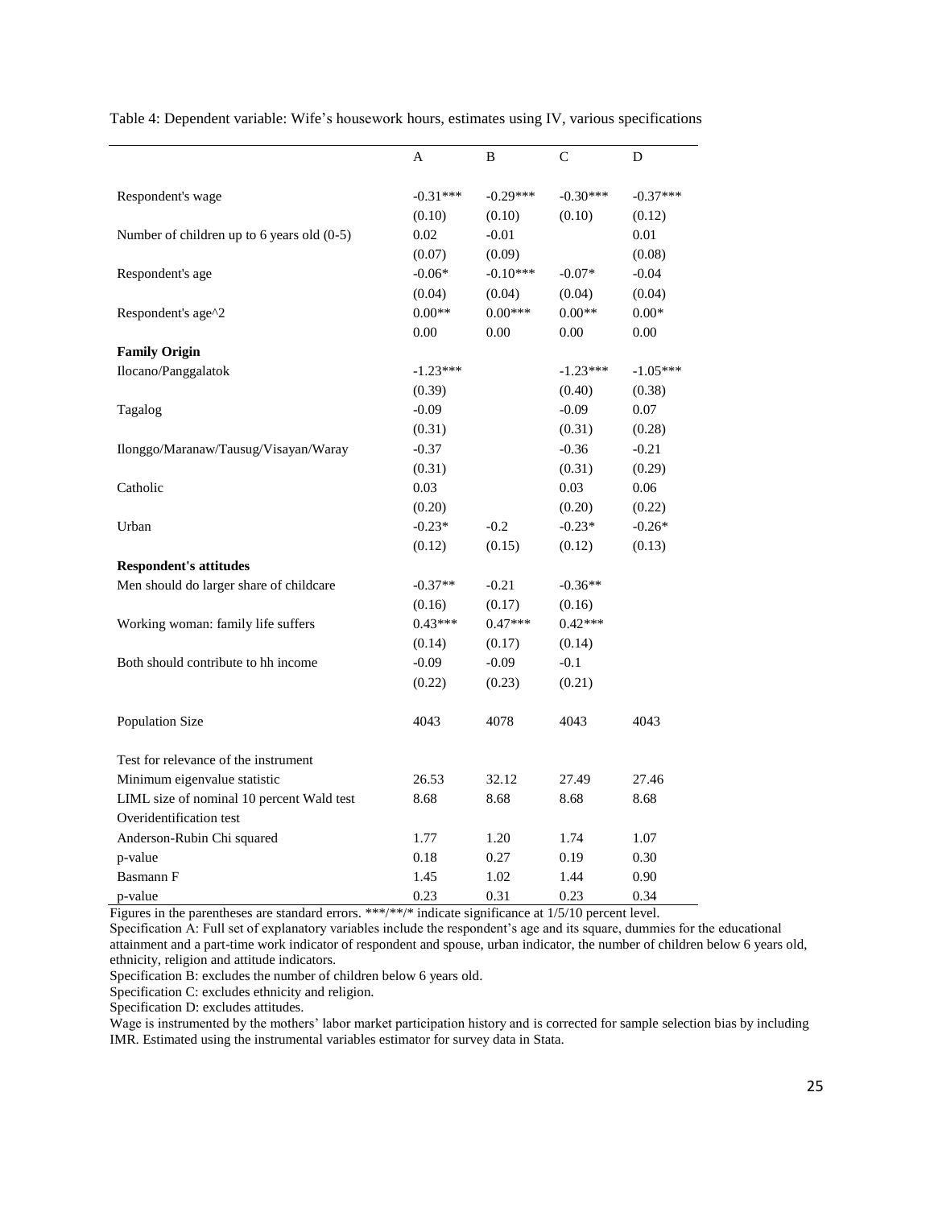Table 4: Dependent variable: Wife's housework hours, estimates using IV, various specifications

| | A | B | C | D |
|---|---|---|---|---|
| Respondent's wage | -0.31*** | -0.29*** | -0.30*** | -0.37*** |
| | (0.10) | (0.10) | (0.10) | (0.12) |
| Number of children up to 6 years old (0-5) | 0.02 | -0.01 | | 0.01 |
| | (0.07) | (0.09) | | (0.08) |
| Respondent's age | -0.06* | -0.10*** | -0.07* | -0.04 |
| | (0.04) | (0.04) | (0.04) | (0.04) |
| Respondent's age^2 | 0.00** | 0.00*** | 0.00** | 0.00* |
| | 0.00 | 0.00 | 0.00 | 0.00 |
| **Family Origin** | | | | |
| Ilocano/Panggalatok | -1.23*** | | -1.23*** | -1.05*** |
| | (0.39) | | (0.40) | (0.38) |
| Tagalog | -0.09 | | -0.09 | 0.07 |
| | (0.31) | | (0.31) | (0.28) |
| Ilonggo/Maranaw/Tausug/Visayan/Waray | -0.37 | | -0.36 | -0.21 |
| | (0.31) | | (0.31) | (0.29) |
| Catholic | 0.03 | | 0.03 | 0.06 |
| | (0.20) | | (0.20) | (0.22) |
| Urban | -0.23* | -0.2 | -0.23* | -0.26* |
| | (0.12) | (0.15) | (0.12) | (0.13) |
| **Respondent's attitudes** | | | | |
| Men should do larger share of childcare | -0.37** | -0.21 | -0.36** | |
| | (0.16) | (0.17) | (0.16) | |
| Working woman: family life suffers | 0.43*** | 0.47*** | 0.42*** | |
| | (0.14) | (0.17) | (0.14) | |
| Both should contribute to hh income | -0.09 | -0.09 | -0.1 | |
| | (0.22) | (0.23) | (0.21) | |
| Population Size | 4043 | 4078 | 4043 | 4043 |
| Test for relevance of the instrument | | | | |
| Minimum eigenvalue statistic | 26.53 | 32.12 | 27.49 | 27.46 |
| LIML size of nominal 10 percent Wald test | 8.68 | 8.68 | 8.68 | 8.68 |
| Overidentification test | | | | |
| Anderson-Rubin Chi squared | 1.77 | 1.20 | 1.74 | 1.07 |
| p-value | 0.18 | 0.27 | 0.19 | 0.30 |
| Basmann F | 1.45 | 1.02 | 1.44 | 0.90 |
| p-value | 0.23 | 0.31 | 0.23 | 0.34 |

Figures in the parentheses are standard errors. ***/**/* indicate significance at 1/5/10 percent level.

Specification A: Full set of explanatory variables include the respondent's age and its square, dummies for the educational attainment and a part-time work indicator of respondent and spouse, urban indicator, the number of children below 6 years old, ethnicity, religion and attitude indicators.

Specification B: excludes the number of children below 6 years old.

Specification C: excludes ethnicity and religion.

Specification D: excludes attitudes.

Wage is instrumented by the mothers' labor market participation history and is corrected for sample selection bias by including IMR. Estimated using the instrumental variables estimator for survey data in Stata.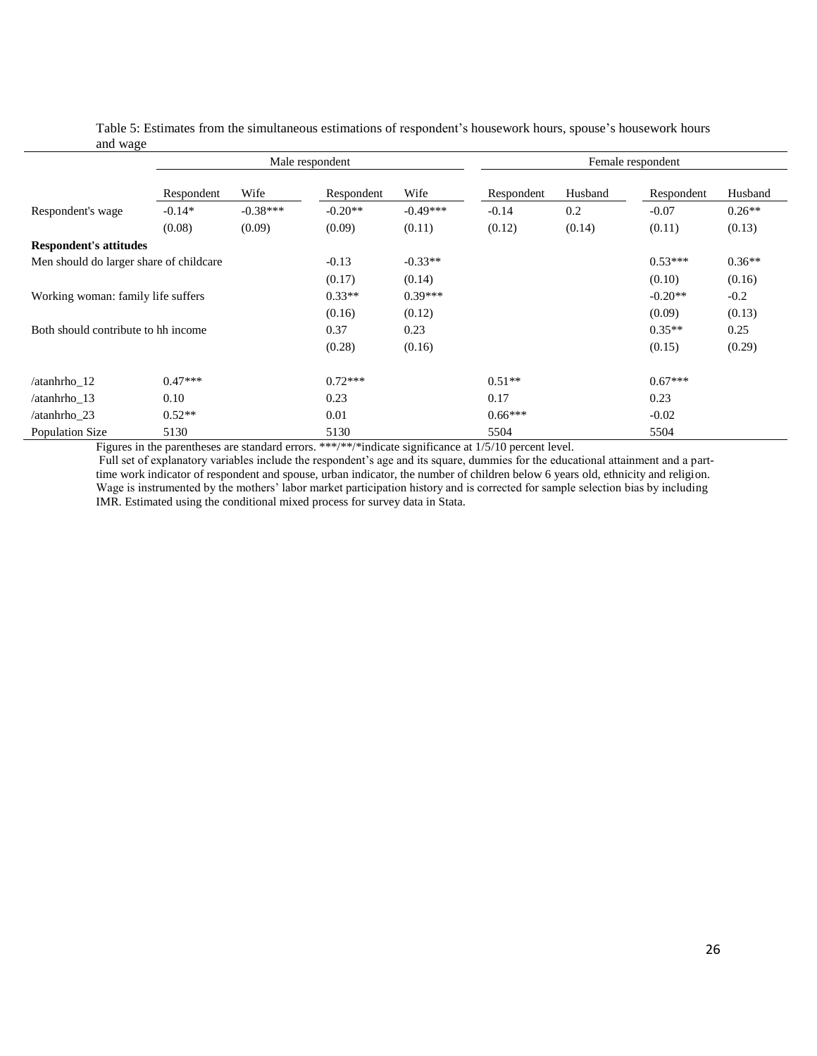Table 5: Estimates from the simultaneous estimations of respondent's housework hours, spouse's housework hours and wage

| | Male respondent | | | | Female respondent | | | |
|---|---|---|---|---|---|---|---|---|
| | Respondent | Wife | Respondent | Wife | Respondent | Husband | Respondent | Husband |
| Respondent's wage | -0.14* | -0.38*** | -0.20** | -0.49*** | -0.14 | 0.2 | -0.07 | 0.26** |
| | (0.08) | (0.09) | (0.09) | (0.11) | (0.12) | (0.14) | (0.11) | (0.13) |
| **Respondent's attitudes** | | | | | | | | |
| Men should do larger share of childcare | | | -0.13 | -0.33** | | | 0.53*** | 0.36** |
| | | | (0.17) | (0.14) | | | (0.10) | (0.16) |
| Working woman: family life suffers | | | 0.33** | 0.39*** | | | -0.20** | -0.2 |
| | | | (0.16) | (0.12) | | | (0.09) | (0.13) |
| Both should contribute to hh income | | | 0.37 | 0.23 | | | 0.35** | 0.25 |
| | | | (0.28) | (0.16) | | | (0.15) | (0.29) |
| /atanhrho_12 | 0.47*** | | 0.72*** | | 0.51** | | 0.67*** | |
| /atanhrho_13 | 0.10 | | 0.23 | | 0.17 | | 0.23 | |
| /atanhrho_23 | 0.52** | | 0.01 | | 0.66*** | | -0.02 | |
| Population Size | 5130 | | 5130 | | 5504 | | 5504 | |

Figures in the parentheses are standard errors. ***/**/*indicate significance at 1/5/10 percent level.
Full set of explanatory variables include the respondent's age and its square, dummies for the educational attainment and a part-time work indicator of respondent and spouse, urban indicator, the number of children below 6 years old, ethnicity and religion. Wage is instrumented by the mothers' labor market participation history and is corrected for sample selection bias by including IMR. Estimated using the conditional mixed process for survey data in Stata.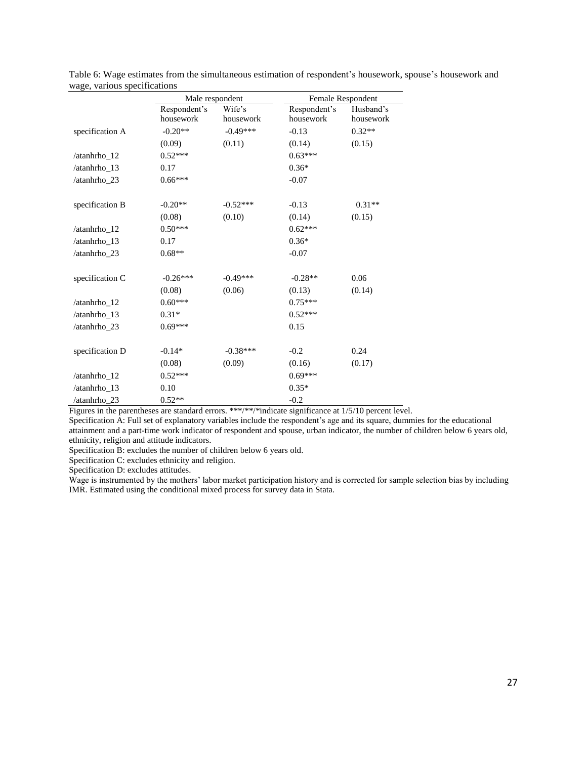Table 6: Wage estimates from the simultaneous estimation of respondent's housework, spouse's housework and wage, various specifications

| | Male respondent | | Female Respondent | |
|---|---|---|---|---|
| | Respondent's housework | Wife's housework | Respondent's housework | Husband's housework |
| specification A | -0.20** | -0.49*** | -0.13 | 0.32** |
| | (0.09) | (0.11) | (0.14) | (0.15) |
| /atanhrho_12 | 0.52*** | | 0.63*** | |
| /atanhrho_13 | 0.17 | | 0.36* | |
| /atanhrho_23 | 0.66*** | | -0.07 | |
| specification B | -0.20** | -0.52*** | -0.13 | 0.31** |
| | (0.08) | (0.10) | (0.14) | (0.15) |
| /atanhrho_12 | 0.50*** | | 0.62*** | |
| /atanhrho_13 | 0.17 | | 0.36* | |
| /atanhrho_23 | 0.68** | | -0.07 | |
| specification C | -0.26*** | -0.49*** | -0.28** | 0.06 |
| | (0.08) | (0.06) | (0.13) | (0.14) |
| /atanhrho_12 | 0.60*** | | 0.75*** | |
| /atanhrho_13 | 0.31* | | 0.52*** | |
| /atanhrho_23 | 0.69*** | | 0.15 | |
| specification D | -0.14* | -0.38*** | -0.2 | 0.24 |
| | (0.08) | (0.09) | (0.16) | (0.17) |
| /atanhrho_12 | 0.52*** | | 0.69*** | |
| /atanhrho_13 | 0.10 | | 0.35* | |
| /atanhrho_23 | 0.52** | | -0.2 | |

Figures in the parentheses are standard errors. ***/**/*indicate significance at 1/5/10 percent level.

Specification A: Full set of explanatory variables include the respondent's age and its square, dummies for the educational attainment and a part-time work indicator of respondent and spouse, urban indicator, the number of children below 6 years old, ethnicity, religion and attitude indicators.

Specification B: excludes the number of children below 6 years old.

Specification C: excludes ethnicity and religion.

Specification D: excludes attitudes.

Wage is instrumented by the mothers' labor market participation history and is corrected for sample selection bias by including IMR. Estimated using the conditional mixed process for survey data in Stata.